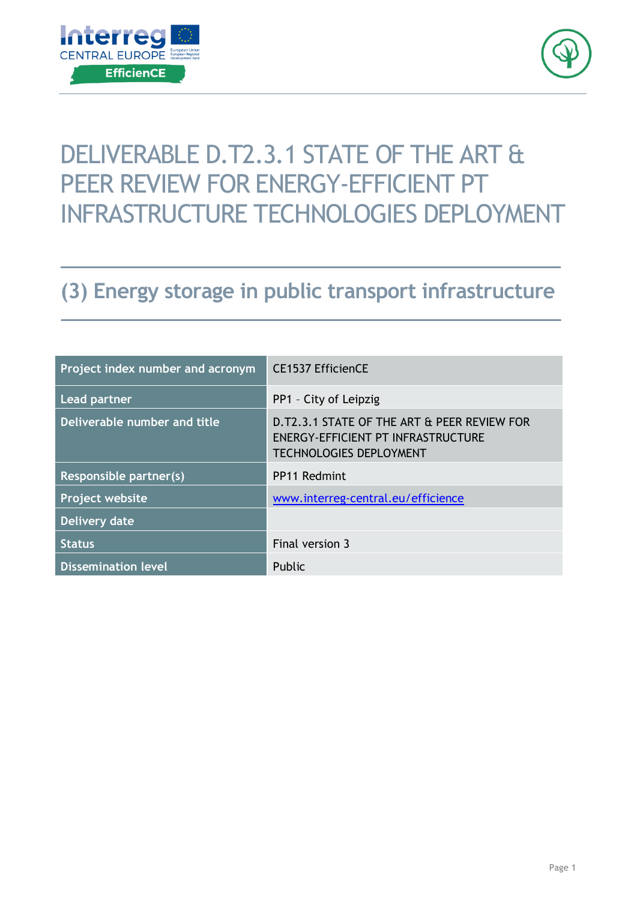# DELIVERABLE D.T2.3.1 STATE OF THE ART & PEER REVIEW FOR ENERGY-EFFICIENT PT INFRASTRUCTURE TECHNOLOGIES DEPLOYMENT

## (3) Energy storage in public transport infrastructure

| Project index number and acronym | CE1537 EfficienCE |
|---|---|
| Lead partner | PP1 – City of Leipzig |
| Deliverable number and title | D.T2.3.1 STATE OF THE ART & PEER REVIEW FOR ENERGY-EFFICIENT PT INFRASTRUCTURE TECHNOLOGIES DEPLOYMENT |
| Responsible partner(s) | PP11 Redmint |
| Project website | www.interreg-central.eu/efficience |
| Delivery date | |
| Status | Final version 3 |
| Dissemination level | Public |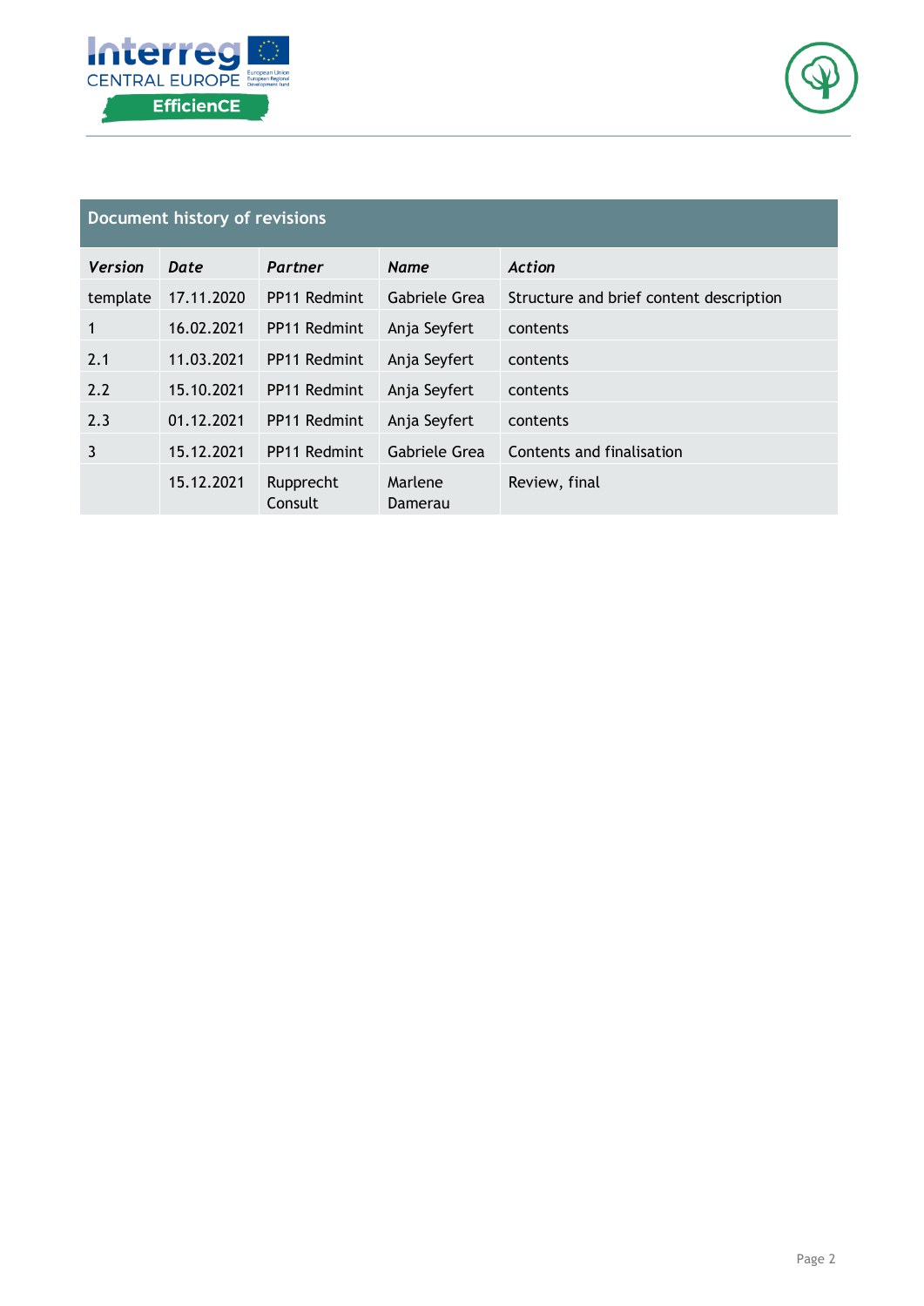## Document history of revisions

| *Version* | *Date* | *Partner* | *Name* | *Action* |
|---|---|---|---|---|
| template | 17.11.2020 | PP11 Redmint | Gabriele Grea | Structure and brief content description |
| 1 | 16.02.2021 | PP11 Redmint | Anja Seyfert | contents |
| 2.1 | 11.03.2021 | PP11 Redmint | Anja Seyfert | contents |
| 2.2 | 15.10.2021 | PP11 Redmint | Anja Seyfert | contents |
| 2.3 | 01.12.2021 | PP11 Redmint | Anja Seyfert | contents |
| 3 | 15.12.2021 | PP11 Redmint | Gabriele Grea | Contents and finalisation |
| | 15.12.2021 | Rupprecht Consult | Marlene Damerau | Review, final |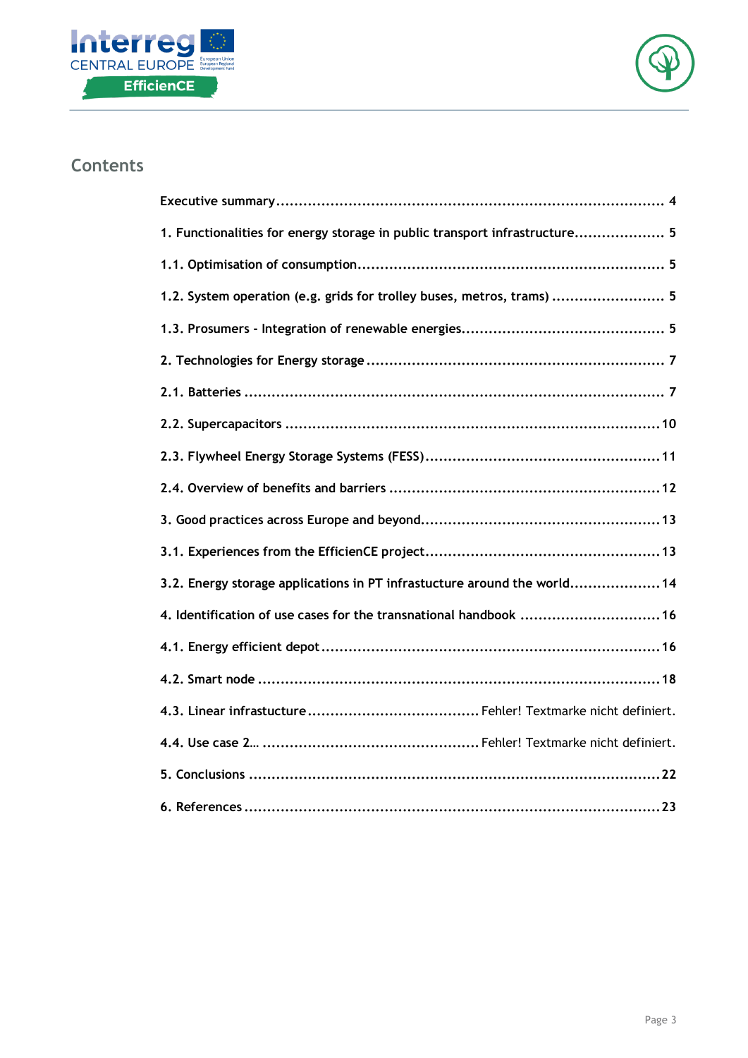## Contents

Executive summary ........................................................................ 4

1. Functionalities for energy storage in public transport infrastructure.................... 5

1.1. Optimisation of consumption.................................................................... 5

1.2. System operation (e.g. grids for trolley buses, metros, trams) ......................... 5

1.3. Prosumers - Integration of renewable energies............................................ 5

2. Technologies for Energy storage .................................................................. 7

2.1. Batteries ............................................................................................ 7

2.2. Supercapacitors .................................................................................. 10

2.3. Flywheel Energy Storage Systems (FESS).................................................... 11

2.4. Overview of benefits and barriers ........................................................... 12

3. Good practices across Europe and beyond.................................................... 13

3.1. Experiences from the EfficienCE project.................................................... 13

3.2. Energy storage applications in PT infrastucture around the world.................... 14

4. Identification of use cases for the transnational handbook ............................... 16

4.1. Energy efficient depot .......................................................................... 16

4.2. Smart node ......................................................................................... 18

4.3. Linear infrastructure ...................................... Fehler! Textmarke nicht definiert.

4.4. Use case 2… ................................................ Fehler! Textmarke nicht definiert.

5. Conclusions ........................................................................................... 22

6. References ............................................................................................ 23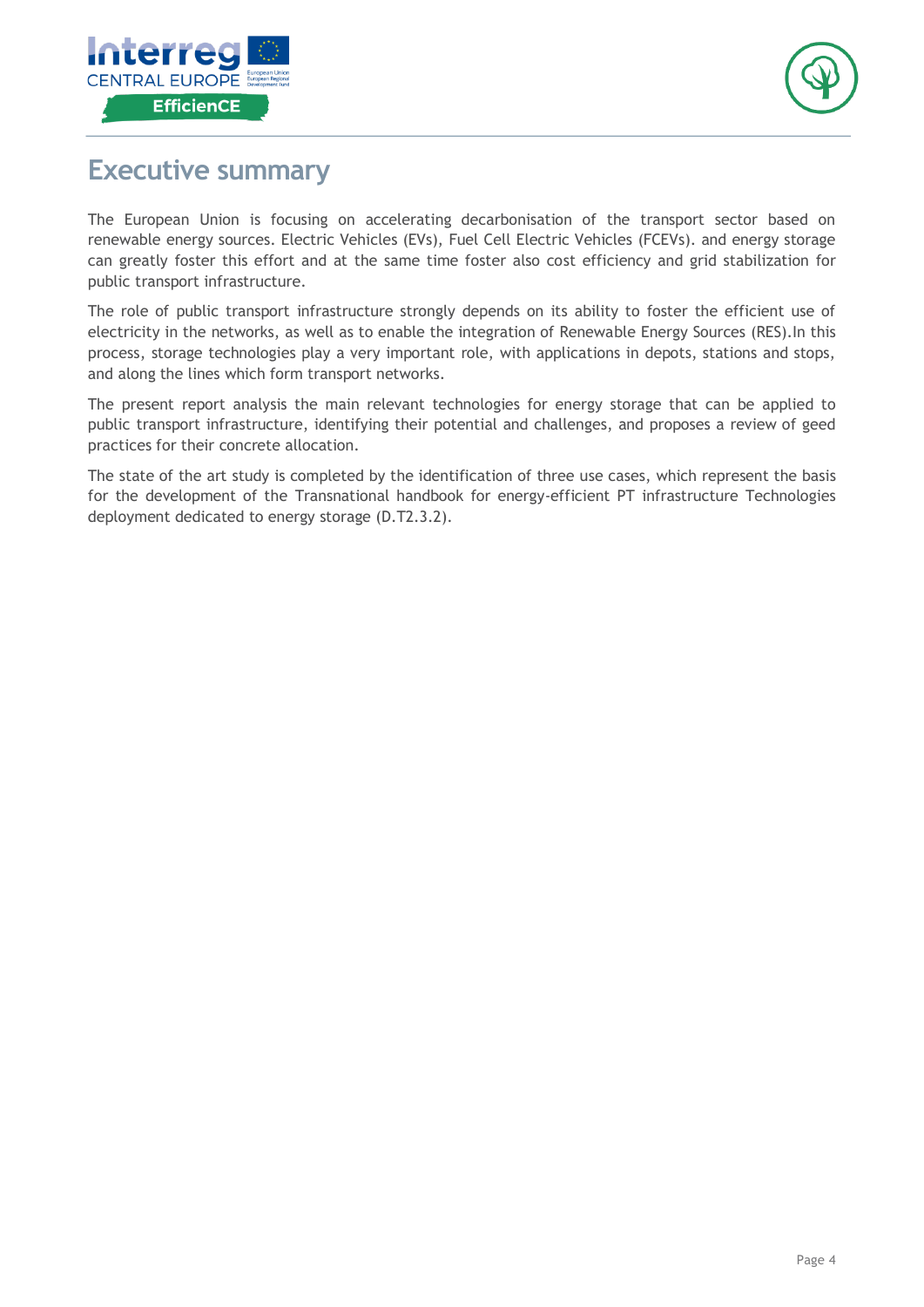# Executive summary

The European Union is focusing on accelerating decarbonisation of the transport sector based on renewable energy sources. Electric Vehicles (EVs), Fuel Cell Electric Vehicles (FCEVs). and energy storage can greatly foster this effort and at the same time foster also cost efficiency and grid stabilization for public transport infrastructure.

The role of public transport infrastructure strongly depends on its ability to foster the efficient use of electricity in the networks, as well as to enable the integration of Renewable Energy Sources (RES).In this process, storage technologies play a very important role, with applications in depots, stations and stops, and along the lines which form transport networks.

The present report analysis the main relevant technologies for energy storage that can be applied to public transport infrastructure, identifying their potential and challenges, and proposes a review of geed practices for their concrete allocation.

The state of the art study is completed by the identification of three use cases, which represent the basis for the development of the Transnational handbook for energy-efficient PT infrastructure Technologies deployment dedicated to energy storage (D.T2.3.2).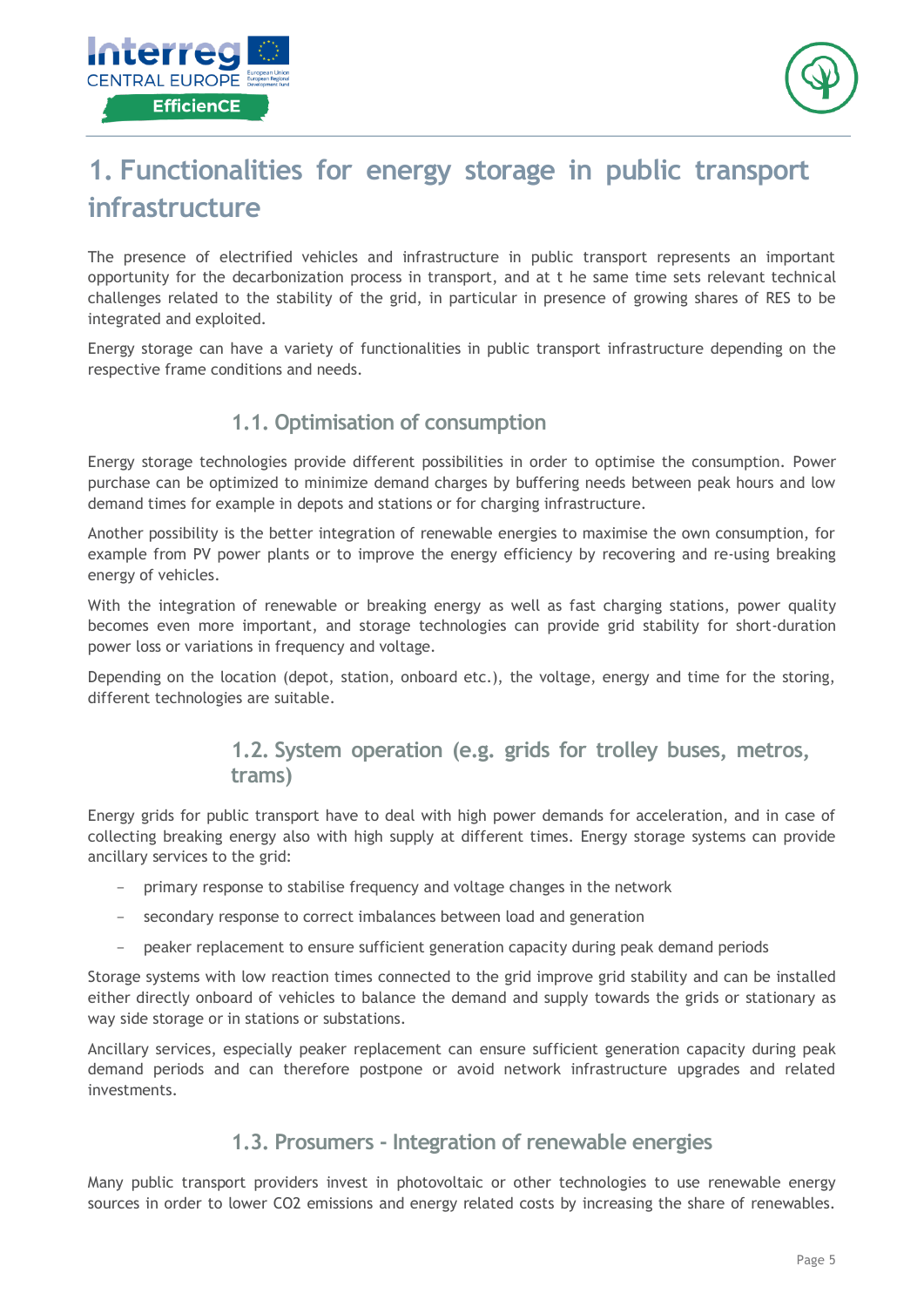// Comment: page header logos (Interreg Central Europe / EfficienCE) and page number omitted.
# 1. Functionalities for energy storage in public transport infrastructure

The presence of electrified vehicles and infrastructure in public transport represents an important opportunity for the decarbonization process in transport, and at t he same time sets relevant technical challenges related to the stability of the grid, in particular in presence of growing shares of RES to be integrated and exploited.

Energy storage can have a variety of functionalities in public transport infrastructure depending on the respective frame conditions and needs.

## 1.1. Optimisation of consumption

Energy storage technologies provide different possibilities in order to optimise the consumption. Power purchase can be optimized to minimize demand charges by buffering needs between peak hours and low demand times for example in depots and stations or for charging infrastructure.

Another possibility is the better integration of renewable energies to maximise the own consumption, for example from PV power plants or to improve the energy efficiency by recovering and re-using breaking energy of vehicles.

With the integration of renewable or breaking energy as well as fast charging stations, power quality becomes even more important, and storage technologies can provide grid stability for short-duration power loss or variations in frequency and voltage.

Depending on the location (depot, station, onboard etc.), the voltage, energy and time for the storing, different technologies are suitable.

## 1.2. System operation (e.g. grids for trolley buses, metros, trams)

Energy grids for public transport have to deal with high power demands for acceleration, and in case of collecting breaking energy also with high supply at different times. Energy storage systems can provide ancillary services to the grid:

- primary response to stabilise frequency and voltage changes in the network
- secondary response to correct imbalances between load and generation
- peaker replacement to ensure sufficient generation capacity during peak demand periods

Storage systems with low reaction times connected to the grid improve grid stability and can be installed either directly onboard of vehicles to balance the demand and supply towards the grids or stationary as way side storage or in stations or substations.

Ancillary services, especially peaker replacement can ensure sufficient generation capacity during peak demand periods and can therefore postpone or avoid network infrastructure upgrades and related investments.

## 1.3. Prosumers - Integration of renewable energies

Many public transport providers invest in photovoltaic or other technologies to use renewable energy sources in order to lower $CO_2$ emissions and energy related costs by increasing the share of renewables.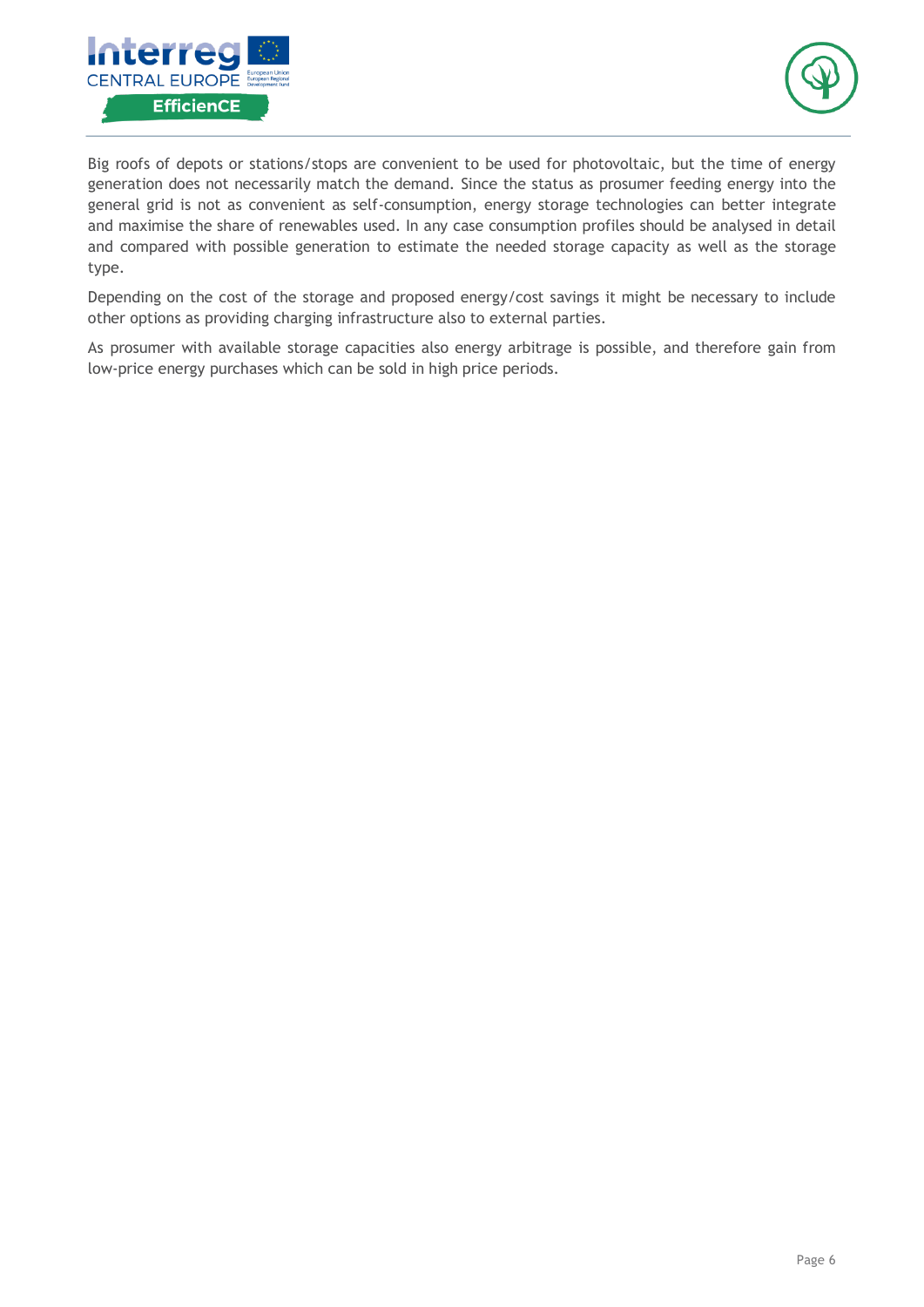Big roofs of depots or stations/stops are convenient to be used for photovoltaic, but the time of energy generation does not necessarily match the demand. Since the status as prosumer feeding energy into the general grid is not as convenient as self-consumption, energy storage technologies can better integrate and maximise the share of renewables used. In any case consumption profiles should be analysed in detail and compared with possible generation to estimate the needed storage capacity as well as the storage type.

Depending on the cost of the storage and proposed energy/cost savings it might be necessary to include other options as providing charging infrastructure also to external parties.

As prosumer with available storage capacities also energy arbitrage is possible, and therefore gain from low-price energy purchases which can be sold in high price periods.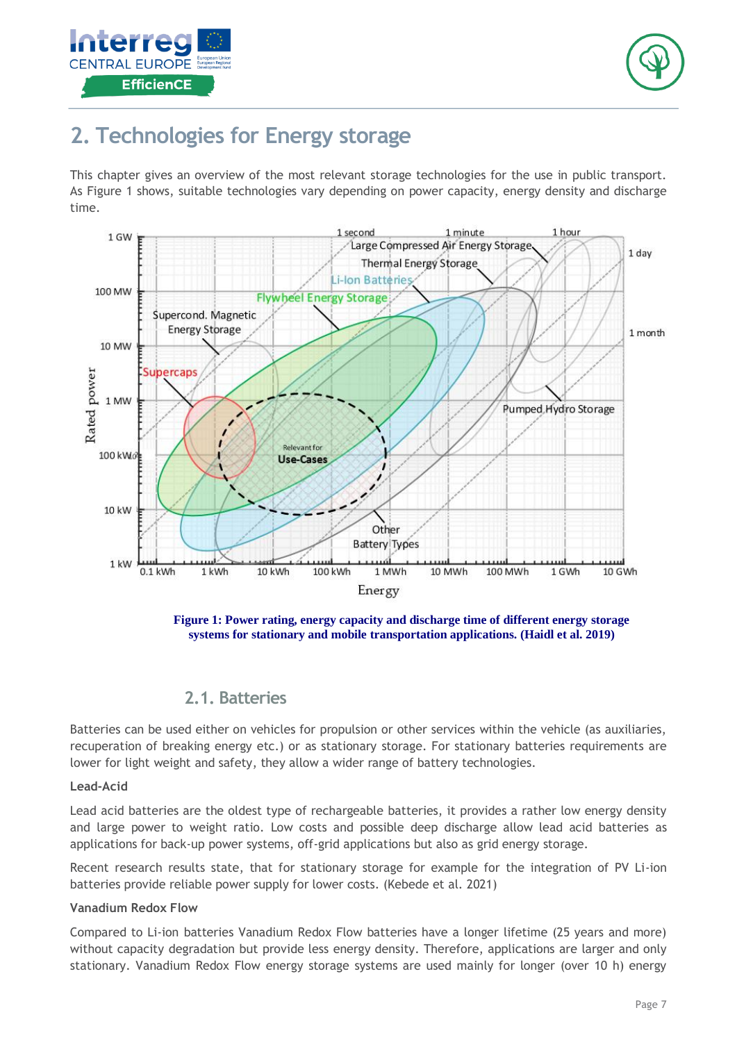# 2. Technologies for Energy storage

This chapter gives an overview of the most relevant storage technologies for the use in public transport. As Figure 1 shows, suitable technologies vary depending on power capacity, energy density and discharge time.

**Figure 1: Power rating, energy capacity and discharge time of different energy storage systems for stationary and mobile transportation applications. (Haidl et al. 2019)**

## 2.1. Batteries

Batteries can be used either on vehicles for propulsion or other services within the vehicle (as auxiliaries, recuperation of breaking energy etc.) or as stationary storage. For stationary batteries requirements are lower for light weight and safety, they allow a wider range of battery technologies.

**Lead-Acid**

Lead acid batteries are the oldest type of rechargeable batteries, it provides a rather low energy density and large power to weight ratio. Low costs and possible deep discharge allow lead acid batteries as applications for back-up power systems, off-grid applications but also as grid energy storage.

Recent research results state, that for stationary storage for example for the integration of PV Li-ion batteries provide reliable power supply for lower costs. (Kebede et al. 2021)

**Vanadium Redox Flow**

Compared to Li-ion batteries Vanadium Redox Flow batteries have a longer lifetime (25 years and more) without capacity degradation but provide less energy density. Therefore, applications are larger and only stationary. Vanadium Redox Flow energy storage systems are used mainly for longer (over 10 h) energy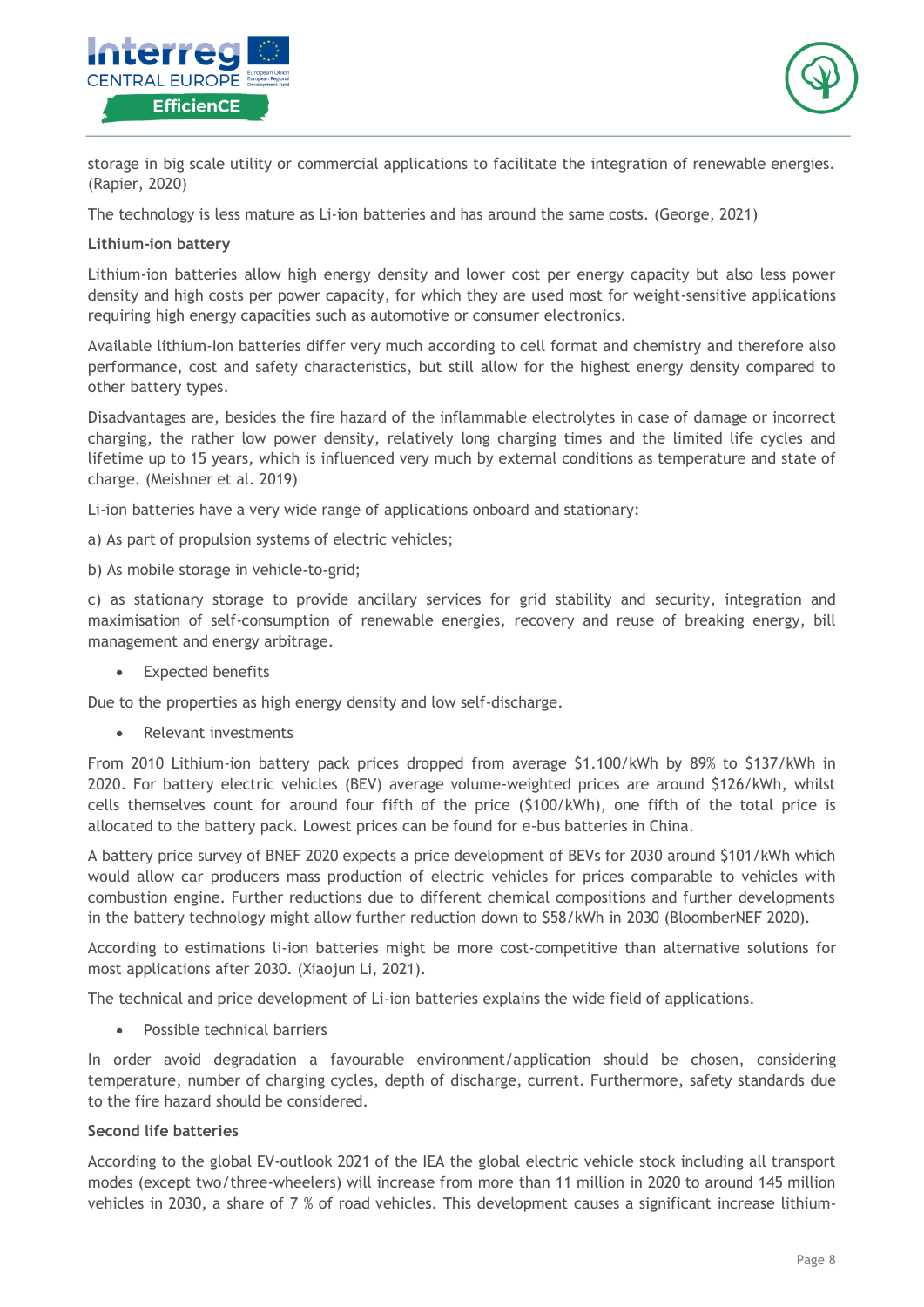storage in big scale utility or commercial applications to facilitate the integration of renewable energies. (Rapier, 2020)

The technology is less mature as Li-ion batteries and has around the same costs. (George, 2021)

**Lithium-ion battery**

Lithium-ion batteries allow high energy density and lower cost per energy capacity but also less power density and high costs per power capacity, for which they are used most for weight-sensitive applications requiring high energy capacities such as automotive or consumer electronics.

Available lithium-Ion batteries differ very much according to cell format and chemistry and therefore also performance, cost and safety characteristics, but still allow for the highest energy density compared to other battery types.

Disadvantages are, besides the fire hazard of the inflammable electrolytes in case of damage or incorrect charging, the rather low power density, relatively long charging times and the limited life cycles and lifetime up to 15 years, which is influenced very much by external conditions as temperature and state of charge. (Meishner et al. 2019)

Li-ion batteries have a very wide range of applications onboard and stationary:

a) As part of propulsion systems of electric vehicles;

b) As mobile storage in vehicle-to-grid;

c) as stationary storage to provide ancillary services for grid stability and security, integration and maximisation of self-consumption of renewable energies, recovery and reuse of breaking energy, bill management and energy arbitrage.

- Expected benefits

Due to the properties as high energy density and low self-discharge.

- Relevant investments

From 2010 Lithium-ion battery pack prices dropped from average $1.100/kWh by 89% to $137/kWh in 2020. For battery electric vehicles (BEV) average volume-weighted prices are around $126/kWh, whilst cells themselves count for around four fifth of the price ($100/kWh), one fifth of the total price is allocated to the battery pack. Lowest prices can be found for e-bus batteries in China.

A battery price survey of BNEF 2020 expects a price development of BEVs for 2030 around $101/kWh which would allow car producers mass production of electric vehicles for prices comparable to vehicles with combustion engine. Further reductions due to different chemical compositions and further developments in the battery technology might allow further reduction down to $58/kWh in 2030 (BloomberNEF 2020).

According to estimations li-ion batteries might be more cost-competitive than alternative solutions for most applications after 2030. (Xiaojun Li, 2021).

The technical and price development of Li-ion batteries explains the wide field of applications.

- Possible technical barriers

In order avoid degradation a favourable environment/application should be chosen, considering temperature, number of charging cycles, depth of discharge, current. Furthermore, safety standards due to the fire hazard should be considered.

**Second life batteries**

According to the global EV-outlook 2021 of the IEA the global electric vehicle stock including all transport modes (except two/three-wheelers) will increase from more than 11 million in 2020 to around 145 million vehicles in 2030, a share of 7 % of road vehicles. This development causes a significant increase lithium-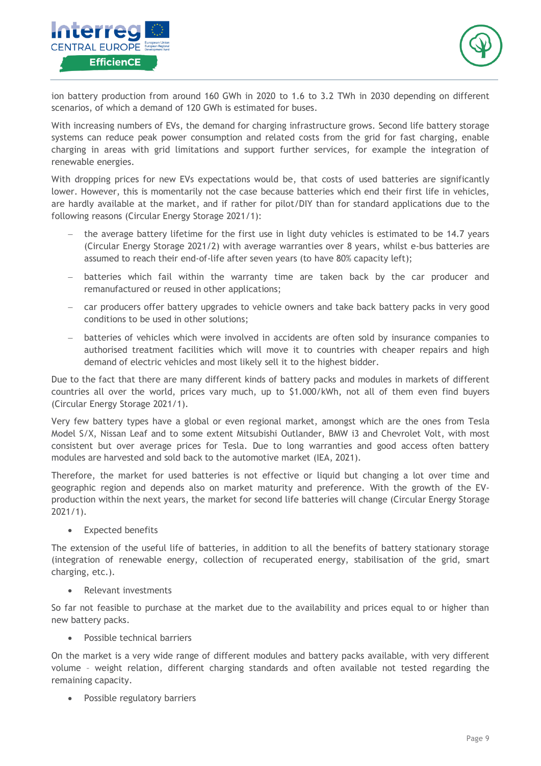ion battery production from around 160 GWh in 2020 to 1.6 to 3.2 TWh in 2030 depending on different scenarios, of which a demand of 120 GWh is estimated for buses.

With increasing numbers of EVs, the demand for charging infrastructure grows. Second life battery storage systems can reduce peak power consumption and related costs from the grid for fast charging, enable charging in areas with grid limitations and support further services, for example the integration of renewable energies.

With dropping prices for new EVs expectations would be, that costs of used batteries are significantly lower. However, this is momentarily not the case because batteries which end their first life in vehicles, are hardly available at the market, and if rather for pilot/DIY than for standard applications due to the following reasons (Circular Energy Storage 2021/1):

- the average battery lifetime for the first use in light duty vehicles is estimated to be 14.7 years (Circular Energy Storage 2021/2) with average warranties over 8 years, whilst e-bus batteries are assumed to reach their end-of-life after seven years (to have 80% capacity left);
- batteries which fail within the warranty time are taken back by the car producer and remanufactured or reused in other applications;
- car producers offer battery upgrades to vehicle owners and take back battery packs in very good conditions to be used in other solutions;
- batteries of vehicles which were involved in accidents are often sold by insurance companies to authorised treatment facilities which will move it to countries with cheaper repairs and high demand of electric vehicles and most likely sell it to the highest bidder.

Due to the fact that there are many different kinds of battery packs and modules in markets of different countries all over the world, prices vary much, up to $1.000/kWh, not all of them even find buyers (Circular Energy Storage 2021/1).

Very few battery types have a global or even regional market, amongst which are the ones from Tesla Model S/X, Nissan Leaf and to some extent Mitsubishi Outlander, BMW i3 and Chevrolet Volt, with most consistent but over average prices for Tesla. Due to long warranties and good access often battery modules are harvested and sold back to the automotive market (IEA, 2021).

Therefore, the market for used batteries is not effective or liquid but changing a lot over time and geographic region and depends also on market maturity and preference. With the growth of the EV-production within the next years, the market for second life batteries will change (Circular Energy Storage 2021/1).

- Expected benefits

The extension of the useful life of batteries, in addition to all the benefits of battery stationary storage (integration of renewable energy, collection of recuperated energy, stabilisation of the grid, smart charging, etc.).

- Relevant investments

So far not feasible to purchase at the market due to the availability and prices equal to or higher than new battery packs.

- Possible technical barriers

On the market is a very wide range of different modules and battery packs available, with very different volume – weight relation, different charging standards and often available not tested regarding the remaining capacity.

- Possible regulatory barriers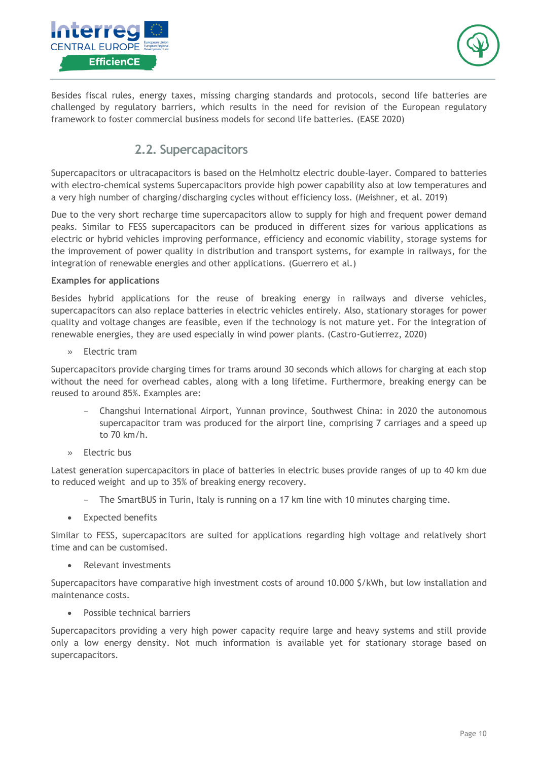Besides fiscal rules, energy taxes, missing charging standards and protocols, second life batteries are challenged by regulatory barriers, which results in the need for revision of the European regulatory framework to foster commercial business models for second life batteries. (EASE 2020)

## 2.2. Supercapacitors

Supercapacitors or ultracapacitors is based on the Helmholtz electric double-layer. Compared to batteries with electro-chemical systems Supercapacitors provide high power capability also at low temperatures and a very high number of charging/discharging cycles without efficiency loss. (Meishner, et al. 2019)

Due to the very short recharge time supercapacitors allow to supply for high and frequent power demand peaks. Similar to FESS supercapacitors can be produced in different sizes for various applications as electric or hybrid vehicles improving performance, efficiency and economic viability, storage systems for the improvement of power quality in distribution and transport systems, for example in railways, for the integration of renewable energies and other applications. (Guerrero et al.)

**Examples for applications**

Besides hybrid applications for the reuse of breaking energy in railways and diverse vehicles, supercapacitors can also replace batteries in electric vehicles entirely. Also, stationary storages for power quality and voltage changes are feasible, even if the technology is not mature yet. For the integration of renewable energies, they are used especially in wind power plants. (Castro-Gutierrez, 2020)

» Electric tram

Supercapacitors provide charging times for trams around 30 seconds which allows for charging at each stop without the need for overhead cables, along with a long lifetime. Furthermore, breaking energy can be reused to around 85%. Examples are:

- Changshui International Airport, Yunnan province, Southwest China: in 2020 the autonomous supercapacitor tram was produced for the airport line, comprising 7 carriages and a speed up to 70 km/h.

» Electric bus

Latest generation supercapacitors in place of batteries in electric buses provide ranges of up to 40 km due to reduced weight and up to 35% of breaking energy recovery.

- The SmartBUS in Turin, Italy is running on a 17 km line with 10 minutes charging time.

- Expected benefits

Similar to FESS, supercapacitors are suited for applications regarding high voltage and relatively short time and can be customised.

- Relevant investments

Supercapacitors have comparative high investment costs of around 10.000 $/kWh, but low installation and maintenance costs.

- Possible technical barriers

Supercapacitors providing a very high power capacity require large and heavy systems and still provide only a low energy density. Not much information is available yet for stationary storage based on supercapacitors.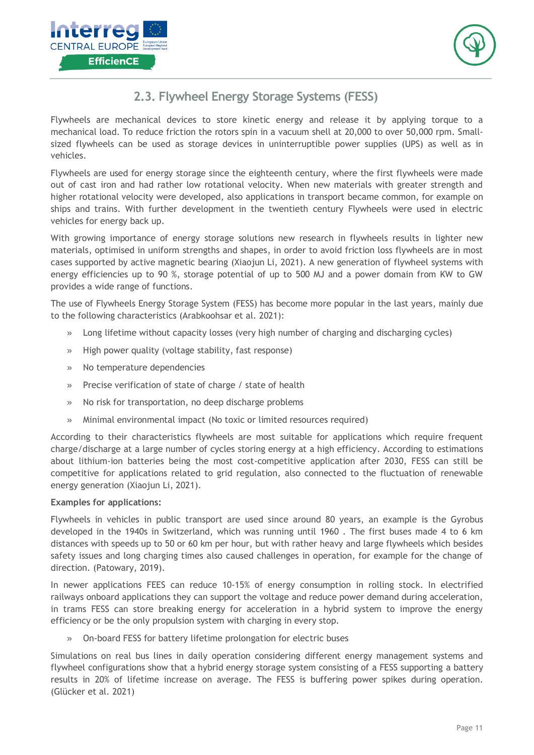## 2.3. Flywheel Energy Storage Systems (FESS)

Flywheels are mechanical devices to store kinetic energy and release it by applying torque to a mechanical load. To reduce friction the rotors spin in a vacuum shell at 20,000 to over 50,000 rpm. Small-sized flywheels can be used as storage devices in uninterruptible power supplies (UPS) as well as in vehicles.

Flywheels are used for energy storage since the eighteenth century, where the first flywheels were made out of cast iron and had rather low rotational velocity. When new materials with greater strength and higher rotational velocity were developed, also applications in transport became common, for example on ships and trains. With further development in the twentieth century Flywheels were used in electric vehicles for energy back up.

With growing importance of energy storage solutions new research in flywheels results in lighter new materials, optimised in uniform strengths and shapes, in order to avoid friction loss flywheels are in most cases supported by active magnetic bearing (Xiaojun Li, 2021). A new generation of flywheel systems with energy efficiencies up to 90 %, storage potential of up to 500 MJ and a power domain from KW to GW provides a wide range of functions.

The use of Flywheels Energy Storage System (FESS) has become more popular in the last years, mainly due to the following characteristics (Arabkoohsar et al. 2021):

- Long lifetime without capacity losses (very high number of charging and discharging cycles)
- High power quality (voltage stability, fast response)
- No temperature dependencies
- Precise verification of state of charge / state of health
- No risk for transportation, no deep discharge problems
- Minimal environmental impact (No toxic or limited resources required)

According to their characteristics flywheels are most suitable for applications which require frequent charge/discharge at a large number of cycles storing energy at a high efficiency. According to estimations about lithium-ion batteries being the most cost-competitive application after 2030, FESS can still be competitive for applications related to grid regulation, also connected to the fluctuation of renewable energy generation (Xiaojun Li, 2021).

**Examples for applications:**

Flywheels in vehicles in public transport are used since around 80 years, an example is the Gyrobus developed in the 1940s in Switzerland, which was running until 1960 . The first buses made 4 to 6 km distances with speeds up to 50 or 60 km per hour, but with rather heavy and large flywheels which besides safety issues and long charging times also caused challenges in operation, for example for the change of direction. (Patowary, 2019).

In newer applications FEES can reduce 10-15% of energy consumption in rolling stock. In electrified railways onboard applications they can support the voltage and reduce power demand during acceleration, in trams FESS can store breaking energy for acceleration in a hybrid system to improve the energy efficiency or be the only propulsion system with charging in every stop.

- On-board FESS for battery lifetime prolongation for electric buses

Simulations on real bus lines in daily operation considering different energy management systems and flywheel configurations show that a hybrid energy storage system consisting of a FESS supporting a battery results in 20% of lifetime increase on average. The FESS is buffering power spikes during operation. (Glücker et al. 2021)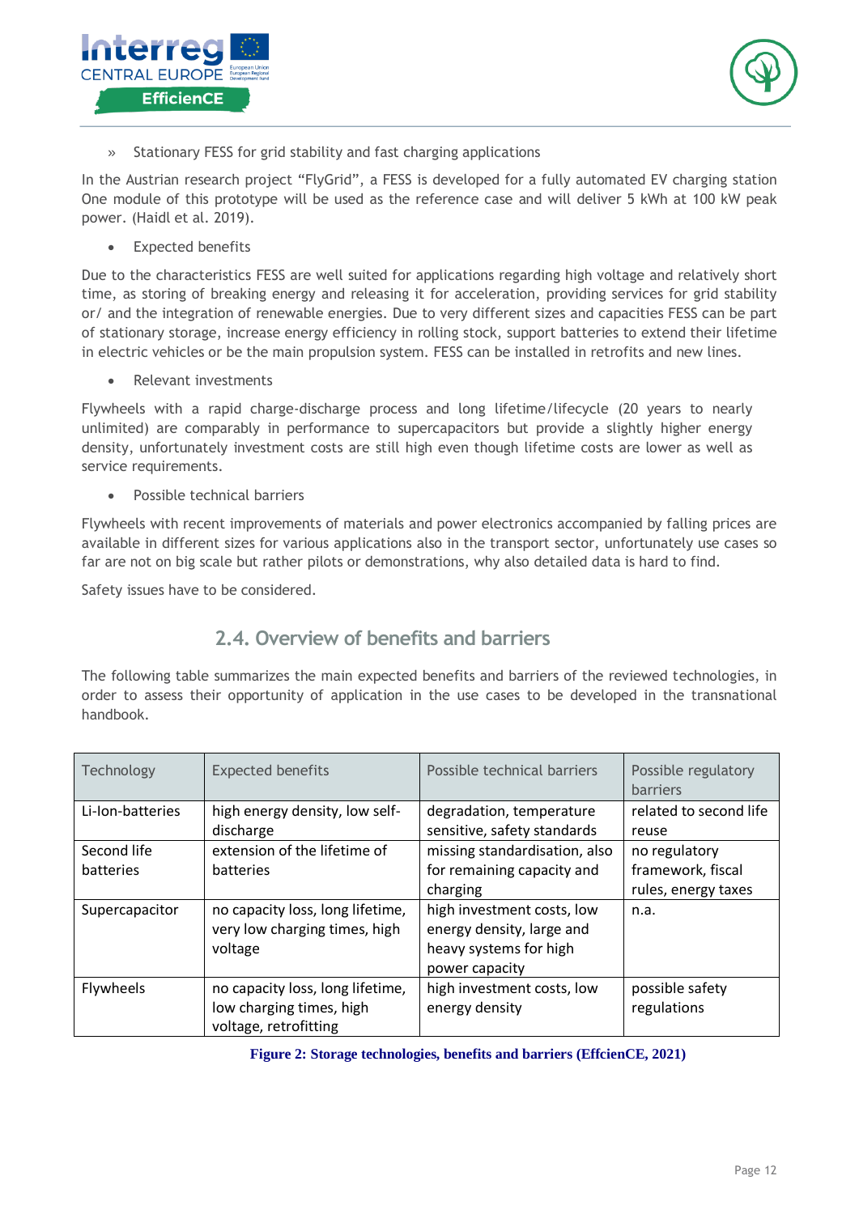» Stationary FESS for grid stability and fast charging applications

In the Austrian research project "FlyGrid", a FESS is developed for a fully automated EV charging station One module of this prototype will be used as the reference case and will deliver 5 kWh at 100 kW peak power. (Haidl et al. 2019).

- Expected benefits

Due to the characteristics FESS are well suited for applications regarding high voltage and relatively short time, as storing of breaking energy and releasing it for acceleration, providing services for grid stability or/ and the integration of renewable energies. Due to very different sizes and capacities FESS can be part of stationary storage, increase energy efficiency in rolling stock, support batteries to extend their lifetime in electric vehicles or be the main propulsion system. FESS can be installed in retrofits and new lines.

- Relevant investments

Flywheels with a rapid charge-discharge process and long lifetime/lifecycle (20 years to nearly unlimited) are comparably in performance to supercapacitors but provide a slightly higher energy density, unfortunately investment costs are still high even though lifetime costs are lower as well as service requirements.

- Possible technical barriers

Flywheels with recent improvements of materials and power electronics accompanied by falling prices are available in different sizes for various applications also in the transport sector, unfortunately use cases so far are not on big scale but rather pilots or demonstrations, why also detailed data is hard to find.

Safety issues have to be considered.

## 2.4. Overview of benefits and barriers

The following table summarizes the main expected benefits and barriers of the reviewed technologies, in order to assess their opportunity of application in the use cases to be developed in the transnational handbook.

| Technology | Expected benefits | Possible technical barriers | Possible regulatory barriers |
|---|---|---|---|
| Li-Ion-batteries | high energy density, low self-discharge | degradation, temperature sensitive, safety standards | related to second life reuse |
| Second life batteries | extension of the lifetime of batteries | missing standardisation, also for remaining capacity and charging | no regulatory framework, fiscal rules, energy taxes |
| Supercapacitor | no capacity loss, long lifetime, very low charging times, high voltage | high investment costs, low energy density, large and heavy systems for high power capacity | n.a. |
| Flywheels | no capacity loss, long lifetime, low charging times, high voltage, retrofitting | high investment costs, low energy density | possible safety regulations |

**Figure 2: Storage technologies, benefits and barriers (EffcienCE, 2021)**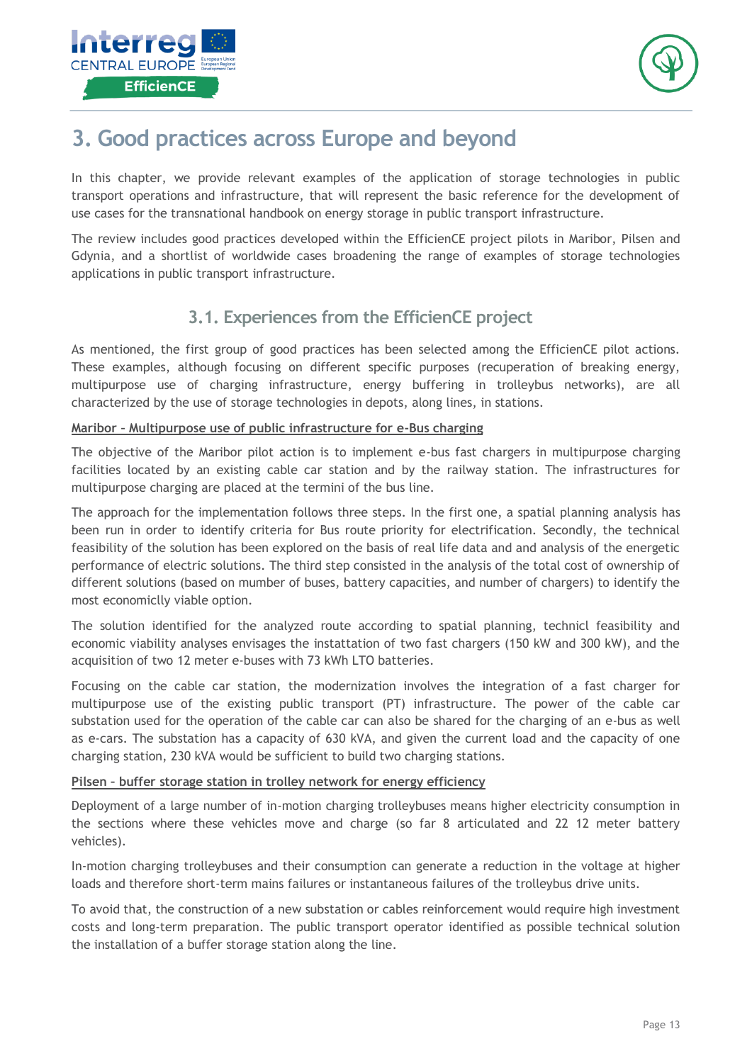# 3. Good practices across Europe and beyond

In this chapter, we provide relevant examples of the application of storage technologies in public transport operations and infrastructure, that will represent the basic reference for the development of use cases for the transnational handbook on energy storage in public transport infrastructure.

The review includes good practices developed within the EfficienCE project pilots in Maribor, Pilsen and Gdynia, and a shortlist of worldwide cases broadening the range of examples of storage technologies applications in public transport infrastructure.

## 3.1. Experiences from the EfficienCE project

As mentioned, the first group of good practices has been selected among the EfficienCE pilot actions. These examples, although focusing on different specific purposes (recuperation of breaking energy, multipurpose use of charging infrastructure, energy buffering in trolleybus networks), are all characterized by the use of storage technologies in depots, along lines, in stations.

**Maribor – Multipurpose use of public infrastructure for e-Bus charging**

The objective of the Maribor pilot action is to implement e-bus fast chargers in multipurpose charging facilities located by an existing cable car station and by the railway station. The infrastructures for multipurpose charging are placed at the termini of the bus line.

The approach for the implementation follows three steps. In the first one, a spatial planning analysis has been run in order to identify criteria for Bus route priority for electrification. Secondly, the technical feasibility of the solution has been explored on the basis of real life data and and analysis of the energetic performance of electric solutions. The third step consisted in the analysis of the total cost of ownership of different solutions (based on mumber of buses, battery capacities, and number of chargers) to identify the most economiclly viable option.

The solution identified for the analyzed route according to spatial planning, technicl feasibility and economic viability analyses envisages the instattation of two fast chargers (150 kW and 300 kW), and the acquisition of two 12 meter e-buses with 73 kWh LTO batteries.

Focusing on the cable car station, the modernization involves the integration of a fast charger for multipurpose use of the existing public transport (PT) infrastructure. The power of the cable car substation used for the operation of the cable car can also be shared for the charging of an e-bus as well as e-cars. The substation has a capacity of 630 kVA, and given the current load and the capacity of one charging station, 230 kVA would be sufficient to build two charging stations.

**Pilsen – buffer storage station in trolley network for energy efficiency**

Deployment of a large number of in-motion charging trolleybuses means higher electricity consumption in the sections where these vehicles move and charge (so far 8 articulated and 22 12 meter battery vehicles).

In-motion charging trolleybuses and their consumption can generate a reduction in the voltage at higher loads and therefore short-term mains failures or instantaneous failures of the trolleybus drive units.

To avoid that, the construction of a new substation or cables reinforcement would require high investment costs and long-term preparation. The public transport operator identified as possible technical solution the installation of a buffer storage station along the line.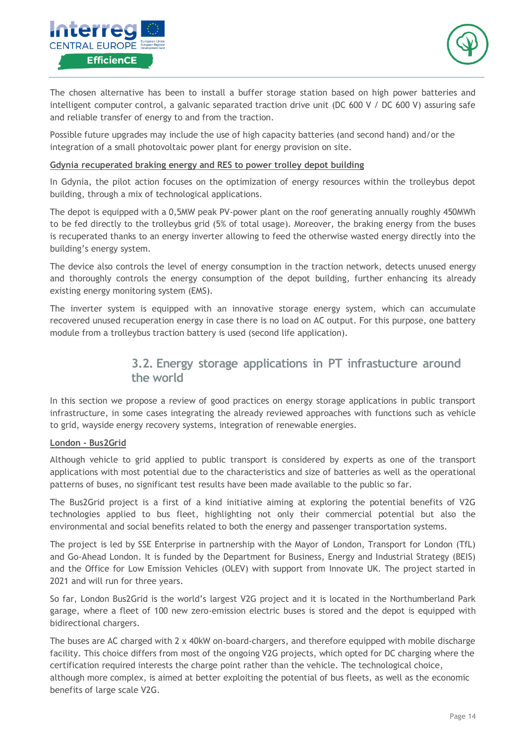The chosen alternative has been to install a buffer storage station based on high power batteries and intelligent computer control, a galvanic separated traction drive unit (DC 600 V / DC 600 V) assuring safe and reliable transfer of energy to and from the traction.

Possible future upgrades may include the use of high capacity batteries (and second hand) and/or the integration of a small photovoltaic power plant for energy provision on site.

**Gdynia recuperated braking energy and RES to power trolley depot building**

In Gdynia, the pilot action focuses on the optimization of energy resources within the trolleybus depot building, through a mix of technological applications.

The depot is equipped with a 0,5MW peak PV-power plant on the roof generating annually roughly 450MWh to be fed directly to the trolleybus grid (5% of total usage). Moreover, the braking energy from the buses is recuperated thanks to an energy inverter allowing to feed the otherwise wasted energy directly into the building's energy system.

The device also controls the level of energy consumption in the traction network, detects unused energy and thoroughly controls the energy consumption of the depot building, further enhancing its already existing energy monitoring system (EMS).

The inverter system is equipped with an innovative storage energy system, which can accumulate recovered unused recuperation energy in case there is no load on AC output. For this purpose, one battery module from a trolleybus traction battery is used (second life application).

## 3.2. Energy storage applications in PT infrastucture around the world

In this section we propose a review of good practices on energy storage applications in public transport infrastructure, in some cases integrating the already reviewed approaches with functions such as vehicle to grid, wayside energy recovery systems, integration of renewable energies.

**London - Bus2Grid**

Although vehicle to grid applied to public transport is considered by experts as one of the transport applications with most potential due to the characteristics and size of batteries as well as the operational patterns of buses, no significant test results have been made available to the public so far.

The Bus2Grid project is a first of a kind initiative aiming at exploring the potential benefits of V2G technologies applied to bus fleet, highlighting not only their commercial potential but also the environmental and social benefits related to both the energy and passenger transportation systems.

The project is led by SSE Enterprise in partnership with the Mayor of London, Transport for London (TfL) and Go-Ahead London. It is funded by the Department for Business, Energy and Industrial Strategy (BEIS) and the Office for Low Emission Vehicles (OLEV) with support from Innovate UK. The project started in 2021 and will run for three years.

So far, London Bus2Grid is the world's largest V2G project and it is located in the Northumberland Park garage, where a fleet of 100 new zero-emission electric buses is stored and the depot is equipped with bidirectional chargers.

The buses are AC charged with 2 x 40kW on-board-chargers, and therefore equipped with mobile discharge facility. This choice differs from most of the ongoing V2G projects, which opted for DC charging where the certification required interests the charge point rather than the vehicle. The technological choice, although more complex, is aimed at better exploiting the potential of bus fleets, as well as the economic benefits of large scale V2G.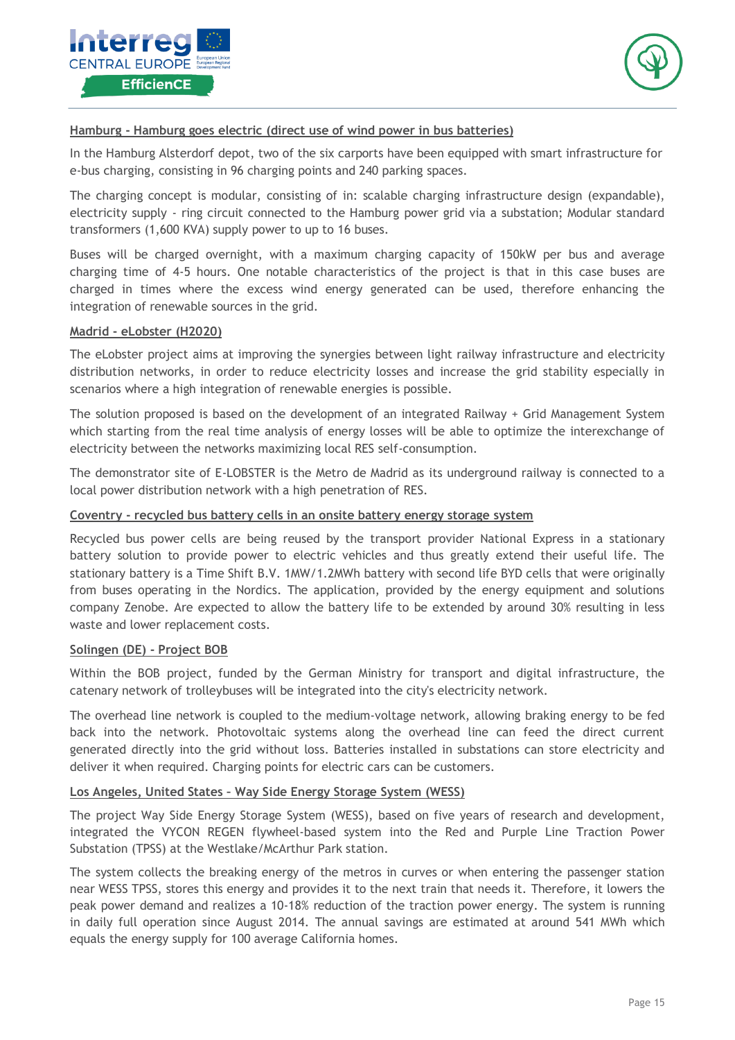**Hamburg - Hamburg goes electric (direct use of wind power in bus batteries)**

In the Hamburg Alsterdorf depot, two of the six carports have been equipped with smart infrastructure for e-bus charging, consisting in 96 charging points and 240 parking spaces.

The charging concept is modular, consisting of in: scalable charging infrastructure design (expandable), electricity supply - ring circuit connected to the Hamburg power grid via a substation; Modular standard transformers (1,600 KVA) supply power to up to 16 buses.

Buses will be charged overnight, with a maximum charging capacity of 150kW per bus and average charging time of 4-5 hours. One notable characteristics of the project is that in this case buses are charged in times where the excess wind energy generated can be used, therefore enhancing the integration of renewable sources in the grid.

**Madrid - eLobster (H2020)**

The eLobster project aims at improving the synergies between light railway infrastructure and electricity distribution networks, in order to reduce electricity losses and increase the grid stability especially in scenarios where a high integration of renewable energies is possible.

The solution proposed is based on the development of an integrated Railway + Grid Management System which starting from the real time analysis of energy losses will be able to optimize the interexchange of electricity between the networks maximizing local RES self-consumption.

The demonstrator site of E-LOBSTER is the Metro de Madrid as its underground railway is connected to a local power distribution network with a high penetration of RES.

**Coventry - recycled bus battery cells in an onsite battery energy storage system**

Recycled bus power cells are being reused by the transport provider National Express in a stationary battery solution to provide power to electric vehicles and thus greatly extend their useful life. The stationary battery is a Time Shift B.V. 1MW/1.2MWh battery with second life BYD cells that were originally from buses operating in the Nordics. The application, provided by the energy equipment and solutions company Zenobe. Are expected to allow the battery life to be extended by around 30% resulting in less waste and lower replacement costs.

**Solingen (DE) - Project BOB**

Within the BOB project, funded by the German Ministry for transport and digital infrastructure, the catenary network of trolleybuses will be integrated into the city's electricity network.

The overhead line network is coupled to the medium-voltage network, allowing braking energy to be fed back into the network. Photovoltaic systems along the overhead line can feed the direct current generated directly into the grid without loss. Batteries installed in substations can store electricity and deliver it when required. Charging points for electric cars can be customers.

**Los Angeles, United States – Way Side Energy Storage System (WESS)**

The project Way Side Energy Storage System (WESS), based on five years of research and development, integrated the VYCON REGEN flywheel-based system into the Red and Purple Line Traction Power Substation (TPSS) at the Westlake/McArthur Park station.

The system collects the breaking energy of the metros in curves or when entering the passenger station near WESS TPSS, stores this energy and provides it to the next train that needs it. Therefore, it lowers the peak power demand and realizes a 10-18% reduction of the traction power energy. The system is running in daily full operation since August 2014. The annual savings are estimated at around 541 MWh which equals the energy supply for 100 average California homes.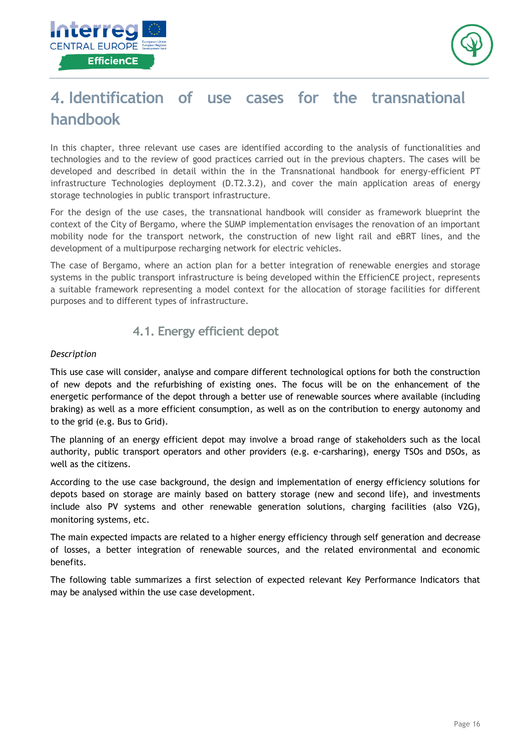# 4. Identification of use cases for the transnational handbook

In this chapter, three relevant use cases are identified according to the analysis of functionalities and technologies and to the review of good practices carried out in the previous chapters. The cases will be developed and described in detail within the in the Transnational handbook for energy-efficient PT infrastructure Technologies deployment (D.T2.3.2), and cover the main application areas of energy storage technologies in public transport infrastructure.

For the design of the use cases, the transnational handbook will consider as framework blueprint the context of the City of Bergamo, where the SUMP implementation envisages the renovation of an important mobility node for the transport network, the construction of new light rail and eBRT lines, and the development of a multipurpose recharging network for electric vehicles.

The case of Bergamo, where an action plan for a better integration of renewable energies and storage systems in the public transport infrastructure is being developed within the EfficienCE project, represents a suitable framework representing a model context for the allocation of storage facilities for different purposes and to different types of infrastructure.

## 4.1. Energy efficient depot

*Description*

This use case will consider, analyse and compare different technological options for both the construction of new depots and the refurbishing of existing ones. The focus will be on the enhancement of the energetic performance of the depot through a better use of renewable sources where available (including braking) as well as a more efficient consumption, as well as on the contribution to energy autonomy and to the grid (e.g. Bus to Grid).

The planning of an energy efficient depot may involve a broad range of stakeholders such as the local authority, public transport operators and other providers (e.g. e-carsharing), energy TSOs and DSOs, as well as the citizens.

According to the use case background, the design and implementation of energy efficiency solutions for depots based on storage are mainly based on battery storage (new and second life), and investments include also PV systems and other renewable generation solutions, charging facilities (also V2G), monitoring systems, etc.

The main expected impacts are related to a higher energy efficiency through self generation and decrease of losses, a better integration of renewable sources, and the related environmental and economic benefits.

The following table summarizes a first selection of expected relevant Key Performance Indicators that may be analysed within the use case development.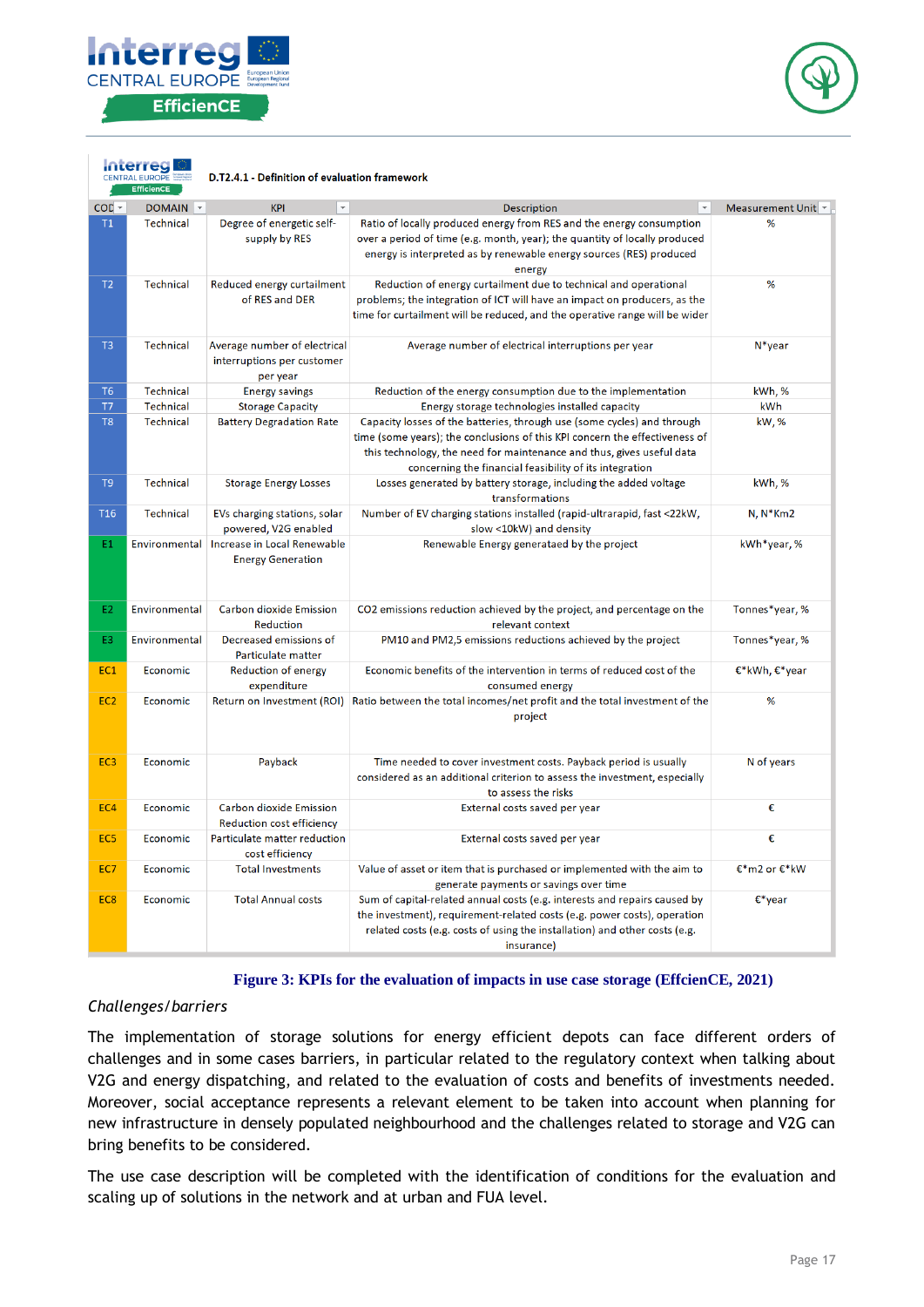D.T2.4.1 - Definition of evaluation framework

| COD | DOMAIN | KPI | Description | Measurement Unit |
|---|---|---|---|---|
| T1 | Technical | Degree of energetic self-supply by RES | Ratio of locally produced energy from RES and the energy consumption over a period of time (e.g. month, year); the quantity of locally produced energy is interpreted as by renewable energy sources (RES) produced energy | % |
| T2 | Technical | Reduced energy curtailment of RES and DER | Reduction of energy curtailment due to technical and operational problems; the integration of ICT will have an impact on producers, as the time for curtailment will be reduced, and the operative range will be wider | % |
| T3 | Technical | Average number of electrical interruptions per customer per year | Average number of electrical interruptions per year | N*year |
| T6 | Technical | Energy savings | Reduction of the energy consumption due to the implementation | kWh, % |
| T7 | Technical | Storage Capacity | Energy storage technologies installed capacity | kWh |
| T8 | Technical | Battery Degradation Rate | Capacity losses of the batteries, through use (some cycles) and through time (some years); the conclusions of this KPI concern the effectiveness of this technology, the need for maintenance and thus, gives useful data concerning the financial feasibility of its integration | kW, % |
| T9 | Technical | Storage Energy Losses | Losses generated by battery storage, including the added voltage transformations | kWh, % |
| T16 | Technical | EVs charging stations, solar powered, V2G enabled | Number of EV charging stations installed (rapid-ultrarapid, fast <22kW, slow <10kW) and density | N, N*Km2 |
| E1 | Environmental | Increase in Local Renewable Energy Generation | Renewable Energy generataed by the project | kWh*year, % |
| E2 | Environmental | Carbon dioxide Emission Reduction | CO2 emissions reduction achieved by the project, and percentage on the relevant context | Tonnes*year, % |
| E3 | Environmental | Decreased emissions of Particulate matter | PM10 and PM2,5 emissions reductions achieved by the project | Tonnes*year, % |
| EC1 | Economic | Reduction of energy expenditure | Economic benefits of the intervention in terms of reduced cost of the consumed energy | €*kWh, €*year |
| EC2 | Economic | Return on Investment (ROI) | Ratio between the total incomes/net profit and the total investment of the project | % |
| EC3 | Economic | Payback | Time needed to cover investment costs. Payback period is usually considered as an additional criterion to assess the investment, especially to assess the risks | N of years |
| EC4 | Economic | Carbon dioxide Emission Reduction cost efficiency | External costs saved per year | € |
| EC5 | Economic | Particulate matter reduction cost efficiency | External costs saved per year | € |
| EC7 | Economic | Total Investments | Value of asset or item that is purchased or implemented with the aim to generate payments or savings over time | €*m2 or €*kW |
| EC8 | Economic | Total Annual costs | Sum of capital-related annual costs (e.g. interests and repairs caused by the investment), requirement-related costs (e.g. power costs), operation related costs (e.g. costs of using the installation) and other costs (e.g. insurance) | €*year |

**Figure 3: KPIs for the evaluation of impacts in use case storage (EffcienCE, 2021)**

*Challenges/barriers*

The implementation of storage solutions for energy efficient depots can face different orders of challenges and in some cases barriers, in particular related to the regulatory context when talking about V2G and energy dispatching, and related to the evaluation of costs and benefits of investments needed. Moreover, social acceptance represents a relevant element to be taken into account when planning for new infrastructure in densely populated neighbourhood and the challenges related to storage and V2G can bring benefits to be considered.

The use case description will be completed with the identification of conditions for the evaluation and scaling up of solutions in the network and at urban and FUA level.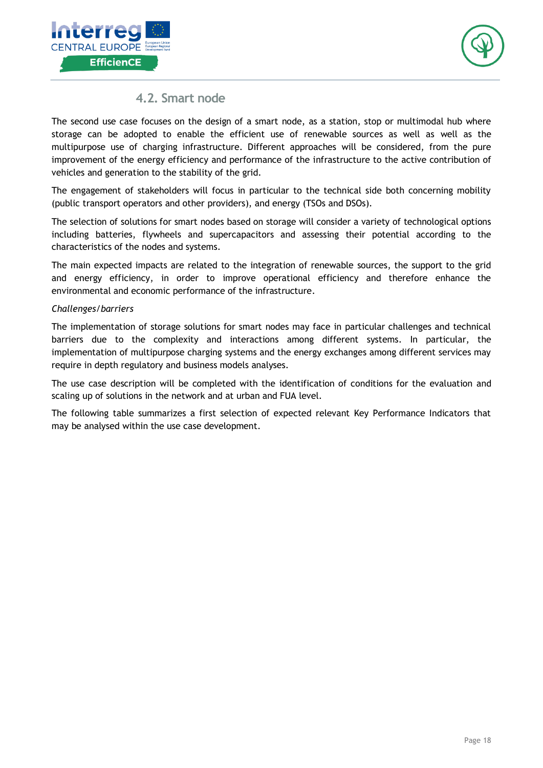## 4.2. Smart node

The second use case focuses on the design of a smart node, as a station, stop or multimodal hub where storage can be adopted to enable the efficient use of renewable sources as well as well as the multipurpose use of charging infrastructure. Different approaches will be considered, from the pure improvement of the energy efficiency and performance of the infrastructure to the active contribution of vehicles and generation to the stability of the grid.

The engagement of stakeholders will focus in particular to the technical side both concerning mobility (public transport operators and other providers), and energy (TSOs and DSOs).

The selection of solutions for smart nodes based on storage will consider a variety of technological options including batteries, flywheels and supercapacitors and assessing their potential according to the characteristics of the nodes and systems.

The main expected impacts are related to the integration of renewable sources, the support to the grid and energy efficiency, in order to improve operational efficiency and therefore enhance the environmental and economic performance of the infrastructure.

*Challenges/barriers*

The implementation of storage solutions for smart nodes may face in particular challenges and technical barriers due to the complexity and interactions among different systems. In particular, the implementation of multipurpose charging systems and the energy exchanges among different services may require in depth regulatory and business models analyses.

The use case description will be completed with the identification of conditions for the evaluation and scaling up of solutions in the network and at urban and FUA level.

The following table summarizes a first selection of expected relevant Key Performance Indicators that may be analysed within the use case development.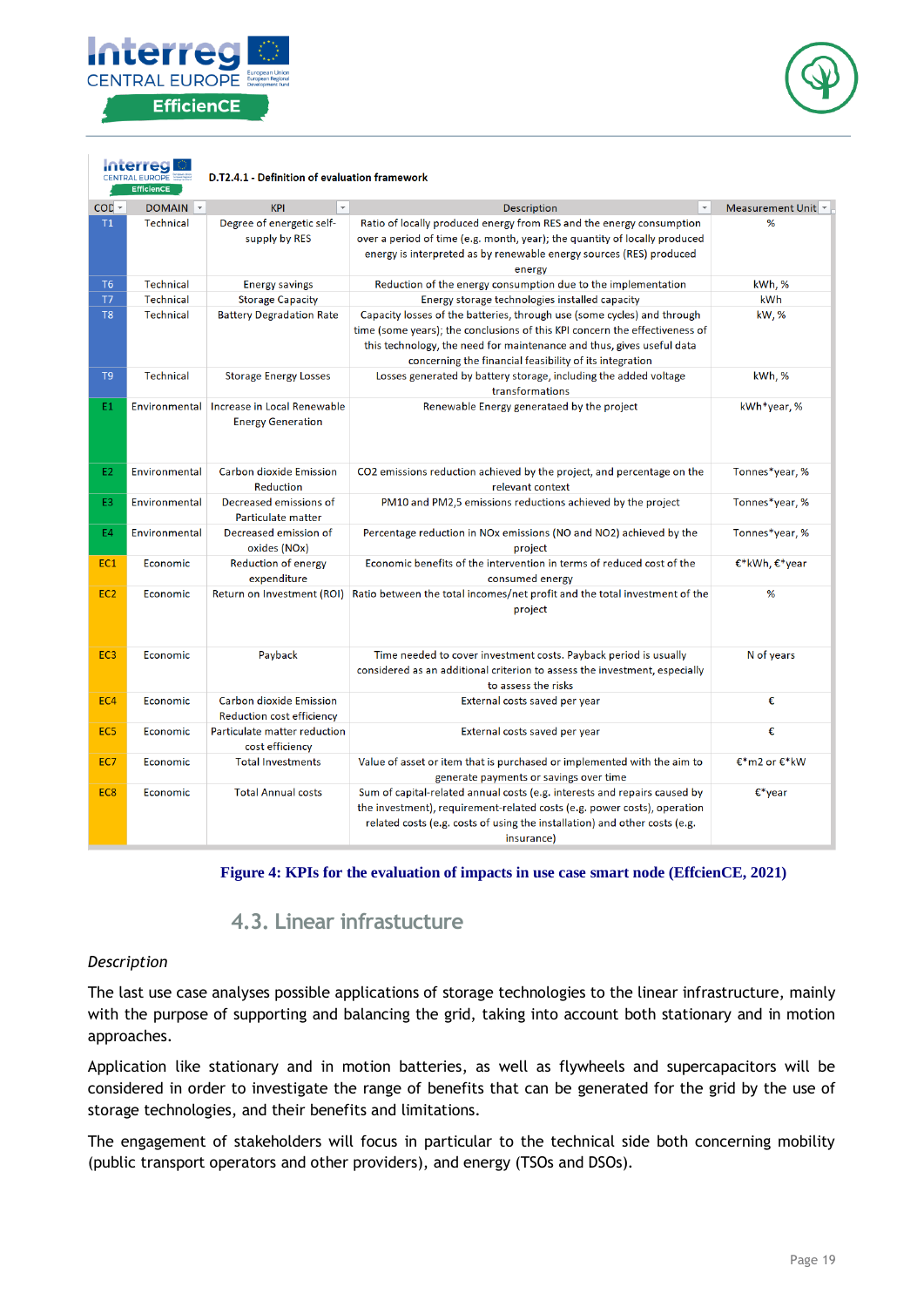D.T2.4.1 - Definition of evaluation framework

| COD | DOMAIN | KPI | Description | Measurement Unit |
|---|---|---|---|---|
| T1 | Technical | Degree of energetic self-supply by RES | Ratio of locally produced energy from RES and the energy consumption over a period of time (e.g. month, year); the quantity of locally produced energy is interpreted as by renewable energy sources (RES) produced energy | % |
| T6 | Technical | Energy savings | Reduction of the energy consumption due to the implementation | kWh, % |
| T7 | Technical | Storage Capacity | Energy storage technologies installed capacity | kWh |
| T8 | Technical | Battery Degradation Rate | Capacity losses of the batteries, through use (some cycles) and through time (some years); the conclusions of this KPI concern the effectiveness of this technology, the need for maintenance and thus, gives useful data concerning the financial feasibility of its integration | kW, % |
| T9 | Technical | Storage Energy Losses | Losses generated by battery storage, including the added voltage transformations | kWh, % |
| E1 | Environmental | Increase in Local Renewable Energy Generation | Renewable Energy generataed by the project | kWh*year, % |
| E2 | Environmental | Carbon dioxide Emission Reduction | CO2 emissions reduction achieved by the project, and percentage on the relevant context | Tonnes*year, % |
| E3 | Environmental | Decreased emissions of Particulate matter | PM10 and PM2,5 emissions reductions achieved by the project | Tonnes*year, % |
| E4 | Environmental | Decreased emission of oxides (NOx) | Percentage reduction in NOx emissions (NO and NO2) achieved by the project | Tonnes*year, % |
| EC1 | Economic | Reduction of energy expenditure | Economic benefits of the intervention in terms of reduced cost of the consumed energy | €*kWh, €*year |
| EC2 | Economic | Return on Investment (ROI) | Ratio between the total incomes/net profit and the total investment of the project | % |
| EC3 | Economic | Payback | Time needed to cover investment costs. Payback period is usually considered as an additional criterion to assess the investment, especially to assess the risks | N of years |
| EC4 | Economic | Carbon dioxide Emission Reduction cost efficiency | External costs saved per year | € |
| EC5 | Economic | Particulate matter reduction cost efficiency | External costs saved per year | € |
| EC7 | Economic | Total Investments | Value of asset or item that is purchased or implemented with the aim to generate payments or savings over time | €*m2 or €*kW |
| EC8 | Economic | Total Annual costs | Sum of capital-related annual costs (e.g. interests and repairs caused by the investment), requirement-related costs (e.g. power costs), operation related costs (e.g. costs of using the installation) and other costs (e.g. insurance) | €*year |

**Figure 4: KPIs for the evaluation of impacts in use case smart node (EffcienCE, 2021)**

## 4.3. Linear infrastucture

*Description*

The last use case analyses possible applications of storage technologies to the linear infrastructure, mainly with the purpose of supporting and balancing the grid, taking into account both stationary and in motion approaches.

Application like stationary and in motion batteries, as well as flywheels and supercapacitors will be considered in order to investigate the range of benefits that can be generated for the grid by the use of storage technologies, and their benefits and limitations.

The engagement of stakeholders will focus in particular to the technical side both concerning mobility (public transport operators and other providers), and energy (TSOs and DSOs).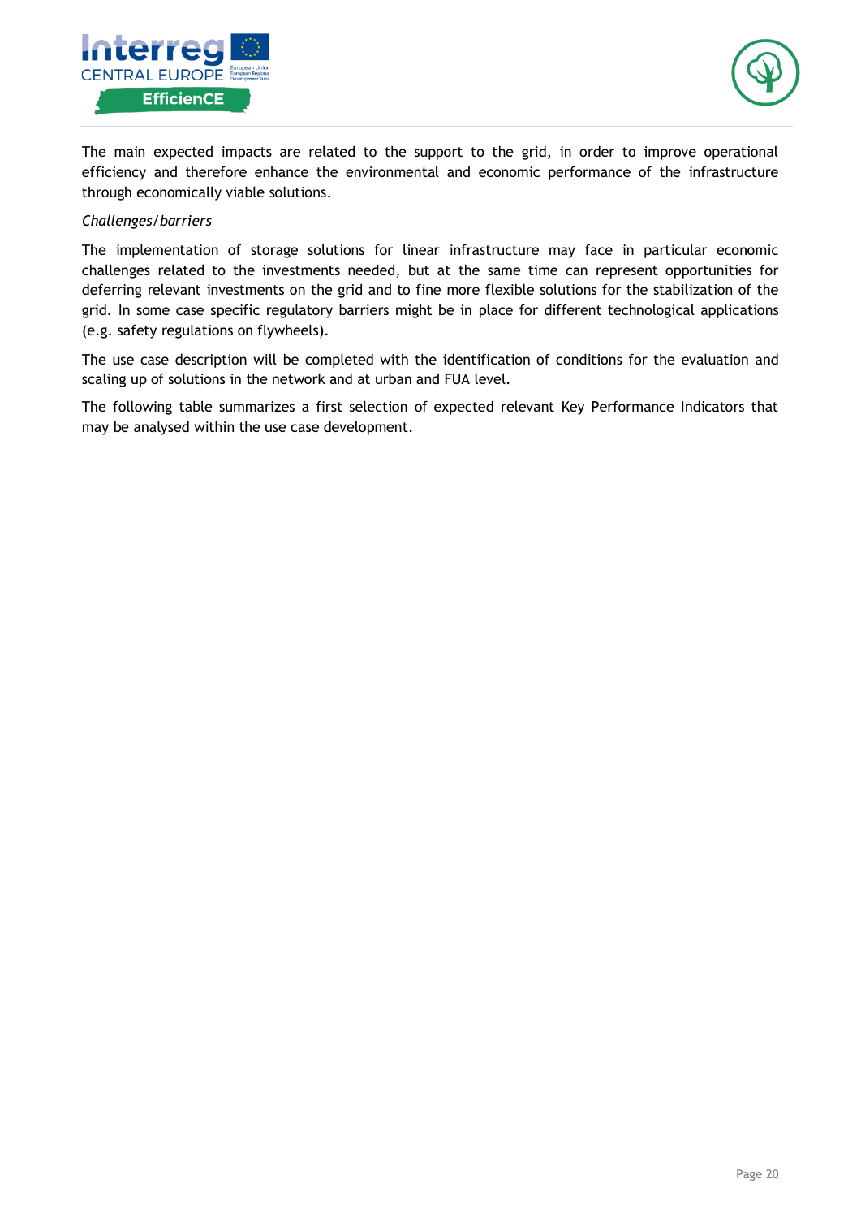The main expected impacts are related to the support to the grid, in order to improve operational efficiency and therefore enhance the environmental and economic performance of the infrastructure through economically viable solutions.

*Challenges/barriers*

The implementation of storage solutions for linear infrastructure may face in particular economic challenges related to the investments needed, but at the same time can represent opportunities for deferring relevant investments on the grid and to fine more flexible solutions for the stabilization of the grid. In some case specific regulatory barriers might be in place for different technological applications (e.g. safety regulations on flywheels).

The use case description will be completed with the identification of conditions for the evaluation and scaling up of solutions in the network and at urban and FUA level.

The following table summarizes a first selection of expected relevant Key Performance Indicators that may be analysed within the use case development.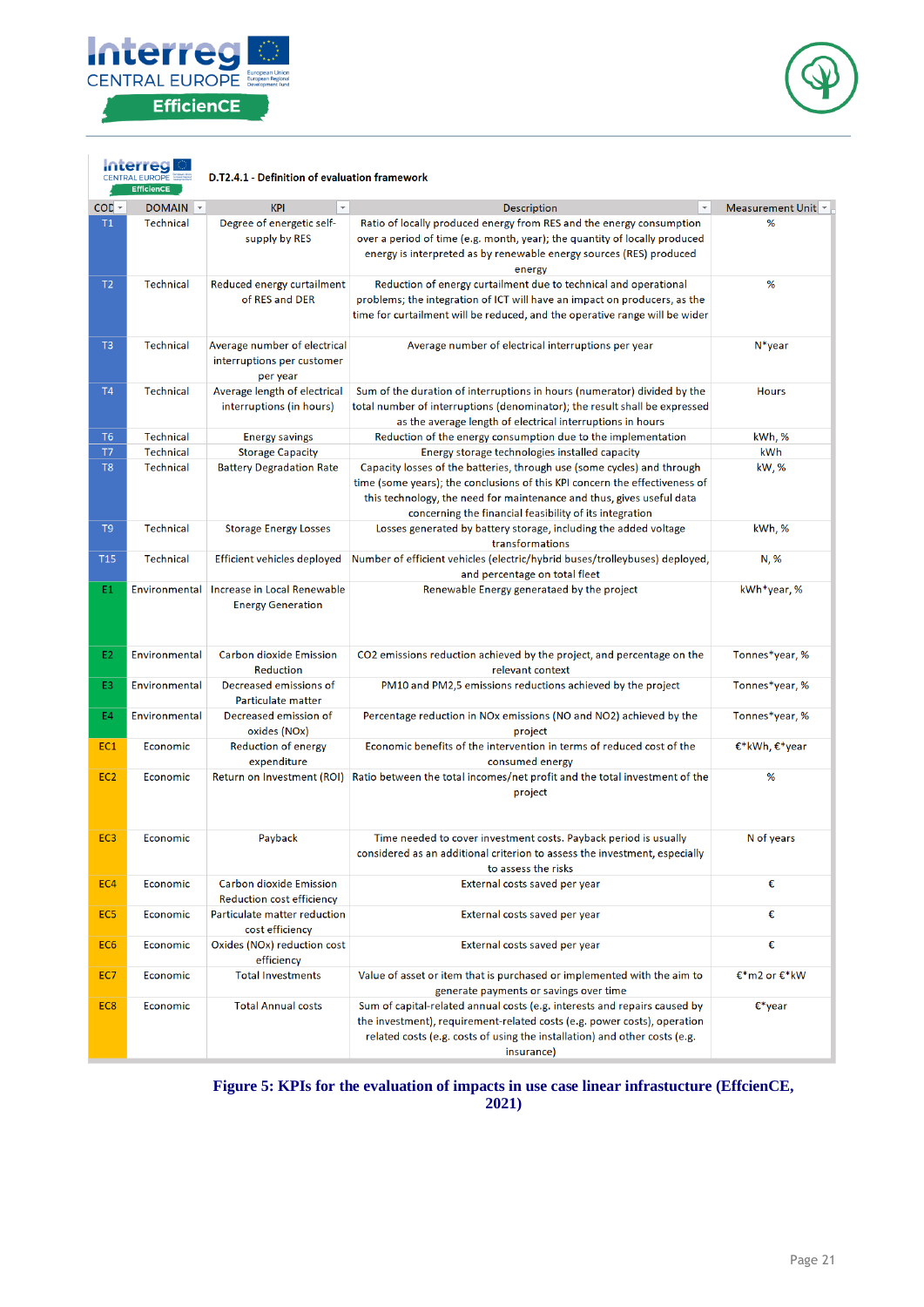D.T2.4.1 - Definition of evaluation framework

| COD | DOMAIN | KPI | Description | Measurement Unit |
|---|---|---|---|---|
| T1 | Technical | Degree of energetic self-supply by RES | Ratio of locally produced energy from RES and the energy consumption over a period of time (e.g. month, year); the quantity of locally produced energy is interpreted as by renewable energy sources (RES) produced energy | % |
| T2 | Technical | Reduced energy curtailment of RES and DER | Reduction of energy curtailment due to technical and operational problems; the integration of ICT will have an impact on producers, as the time for curtailment will be reduced, and the operative range will be wider | % |
| T3 | Technical | Average number of electrical interruptions per customer per year | Average number of electrical interruptions per year | N*year |
| T4 | Technical | Average length of electrical interruptions (in hours) | Sum of the duration of interruptions in hours (numerator) divided by the total number of interruptions (denominator); the result shall be expressed as the average length of electrical interruptions in hours | Hours |
| T6 | Technical | Energy savings | Reduction of the energy consumption due to the implementation | kWh, % |
| T7 | Technical | Storage Capacity | Energy storage technologies installed capacity | kWh |
| T8 | Technical | Battery Degradation Rate | Capacity losses of the batteries, through use (some cycles) and through time (some years); the conclusions of this KPI concern the effectiveness of this technology, the need for maintenance and thus, gives useful data concerning the financial feasibility of its integration | kW, % |
| T9 | Technical | Storage Energy Losses | Losses generated by battery storage, including the added voltage transformations | kWh, % |
| T15 | Technical | Efficient vehicles deployed | Number of efficient vehicles (electric/hybrid buses/trolleybuses) deployed, and percentage on total fleet | N, % |
| E1 | Environmental | Increase in Local Renewable Energy Generation | Renewable Energy generataed by the project | kWh*year, % |
| E2 | Environmental | Carbon dioxide Emission Reduction | CO2 emissions reduction achieved by the project, and percentage on the relevant context | Tonnes*year, % |
| E3 | Environmental | Decreased emissions of Particulate matter | PM10 and PM2,5 emissions reductions achieved by the project | Tonnes*year, % |
| E4 | Environmental | Decreased emission of oxides (NOx) | Percentage reduction in NOx emissions (NO and NO2) achieved by the project | Tonnes*year, % |
| EC1 | Economic | Reduction of energy expenditure | Economic benefits of the intervention in terms of reduced cost of the consumed energy | €*kWh, €*year |
| EC2 | Economic | Return on Investment (ROI) | Ratio between the total incomes/net profit and the total investment of the project | % |
| EC3 | Economic | Payback | Time needed to cover investment costs. Payback period is usually considered as an additional criterion to assess the investment, especially to assess the risks | N of years |
| EC4 | Economic | Carbon dioxide Emission Reduction cost efficiency | External costs saved per year | € |
| EC5 | Economic | Particulate matter reduction cost efficiency | External costs saved per year | € |
| EC6 | Economic | Oxides (NOx) reduction cost efficiency | External costs saved per year | € |
| EC7 | Economic | Total Investments | Value of asset or item that is purchased or implemented with the aim to generate payments or savings over time | €*m2 or €*kW |
| EC8 | Economic | Total Annual costs | Sum of capital-related annual costs (e.g. interests and repairs caused by the investment), requirement-related costs (e.g. power costs), operation related costs (e.g. costs of using the installation) and other costs (e.g. insurance) | €*year |

**Figure 5: KPIs for the evaluation of impacts in use case linear infrastucture (EffcienCE, 2021)**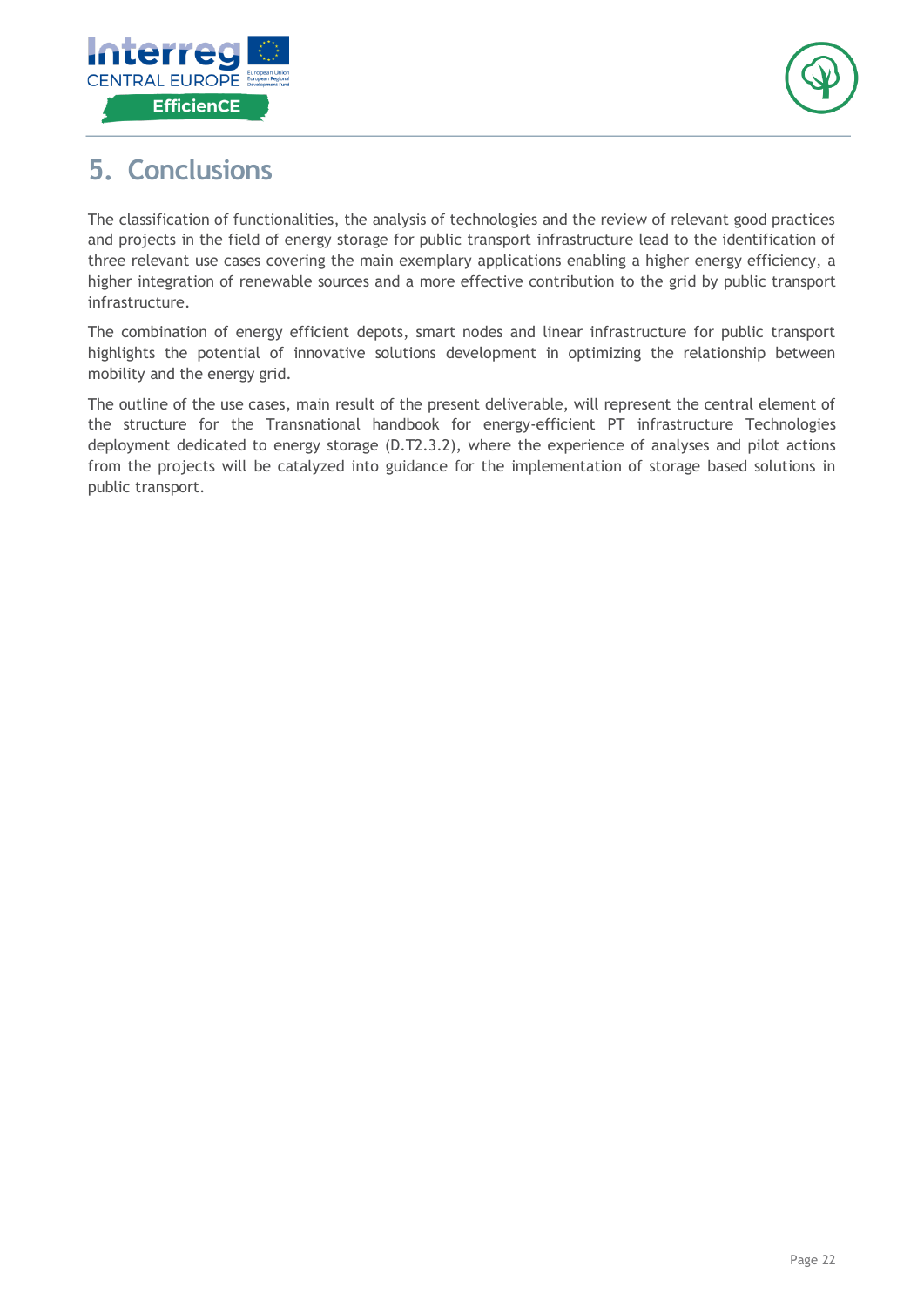# 5. Conclusions

The classification of functionalities, the analysis of technologies and the review of relevant good practices and projects in the field of energy storage for public transport infrastructure lead to the identification of three relevant use cases covering the main exemplary applications enabling a higher energy efficiency, a higher integration of renewable sources and a more effective contribution to the grid by public transport infrastructure.

The combination of energy efficient depots, smart nodes and linear infrastructure for public transport highlights the potential of innovative solutions development in optimizing the relationship between mobility and the energy grid.

The outline of the use cases, main result of the present deliverable, will represent the central element of the structure for the Transnational handbook for energy-efficient PT infrastructure Technologies deployment dedicated to energy storage (D.T2.3.2), where the experience of analyses and pilot actions from the projects will be catalyzed into guidance for the implementation of storage based solutions in public transport.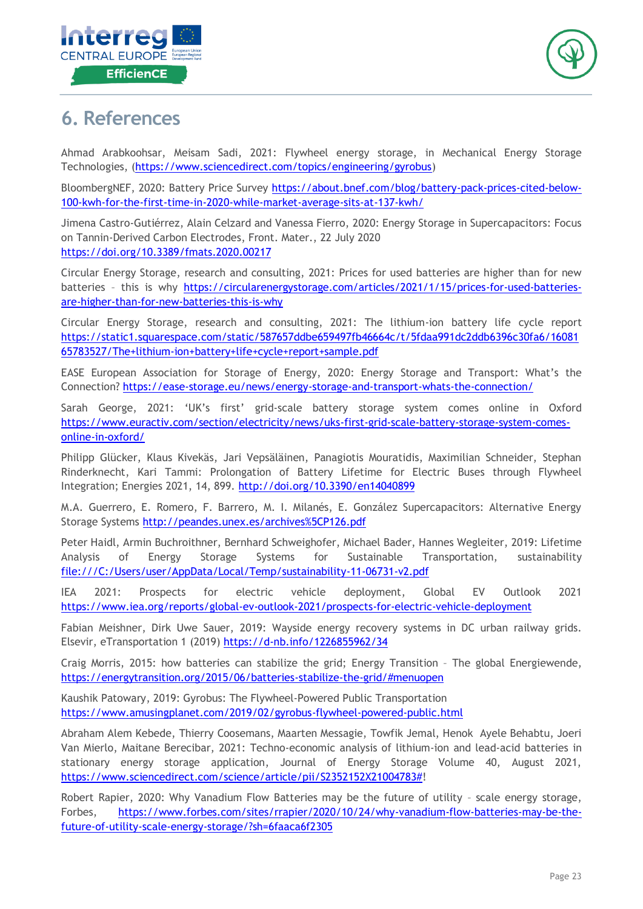# 6. References

Ahmad Arabkoohsar, Meisam Sadi, 2021: Flywheel energy storage, in Mechanical Energy Storage Technologies, (https://www.sciencedirect.com/topics/engineering/gyrobus)

BloombergNEF, 2020: Battery Price Survey https://about.bnef.com/blog/battery-pack-prices-cited-below-100-kwh-for-the-first-time-in-2020-while-market-average-sits-at-137-kwh/

Jimena Castro-Gutiérrez, Alain Celzard and Vanessa Fierro, 2020: Energy Storage in Supercapacitors: Focus on Tannin-Derived Carbon Electrodes, Front. Mater., 22 July 2020 https://doi.org/10.3389/fmats.2020.00217

Circular Energy Storage, research and consulting, 2021: Prices for used batteries are higher than for new batteries – this is why https://circularenergystorage.com/articles/2021/1/15/prices-for-used-batteries-are-higher-than-for-new-batteries-this-is-why

Circular Energy Storage, research and consulting, 2021: The lithium-ion battery life cycle report https://static1.squarespace.com/static/587657ddbe659497fb46664c/t/5fdaa991dc2ddb6396c30fa6/1608165783527/The+lithium-ion+battery+life+cycle+report+sample.pdf

EASE European Association for Storage of Energy, 2020: Energy Storage and Transport: What's the Connection? https://ease-storage.eu/news/energy-storage-and-transport-whats-the-connection/

Sarah George, 2021: 'UK's first' grid-scale battery storage system comes online in Oxford https://www.euractiv.com/section/electricity/news/uks-first-grid-scale-battery-storage-system-comes-online-in-oxford/

Philipp Glücker, Klaus Kivekäs, Jari Vepsäläinen, Panagiotis Mouratidis, Maximilian Schneider, Stephan Rinderknecht, Kari Tammi: Prolongation of Battery Lifetime for Electric Buses through Flywheel Integration; Energies 2021, 14, 899. http://doi.org/10.3390/en14040899

M.A. Guerrero, E. Romero, F. Barrero, M. I. Milanés, E. González Supercapacitors: Alternative Energy Storage Systems http://peandes.unex.es/archives%5CP126.pdf

Peter Haidl, Armin Buchroithner, Bernhard Schweighofer, Michael Bader, Hannes Wegleiter, 2019: Lifetime Analysis of Energy Storage Systems for Sustainable Transportation, sustainability file:///C:/Users/user/AppData/Local/Temp/sustainability-11-06731-v2.pdf

IEA 2021: Prospects for electric vehicle deployment, Global EV Outlook 2021 https://www.iea.org/reports/global-ev-outlook-2021/prospects-for-electric-vehicle-deployment

Fabian Meishner, Dirk Uwe Sauer, 2019: Wayside energy recovery systems in DC urban railway grids. Elsevier, eTransportation 1 (2019) https://d-nb.info/1226855962/34

Craig Morris, 2015: how batteries can stabilize the grid; Energy Transition – The global Energiewende, https://energytransition.org/2015/06/batteries-stabilize-the-grid/#menuopen

Kaushik Patowary, 2019: Gyrobus: The Flywheel-Powered Public Transportation https://www.amusingplanet.com/2019/02/gyrobus-flywheel-powered-public.html

Abraham Alem Kebede, Thierry Coosemans, Maarten Messagie, Towfik Jemal, Henok Ayele Behabtu, Joeri Van Mierlo, Maitane Berecibar, 2021: Techno-economic analysis of lithium-ion and lead-acid batteries in stationary energy storage application, Journal of Energy Storage Volume 40, August 2021, https://www.sciencedirect.com/science/article/pii/S2352152X21004783#!

Robert Rapier, 2020: Why Vanadium Flow Batteries may be the future of utility – scale energy storage, Forbes, https://www.forbes.com/sites/rrapier/2020/10/24/why-vanadium-flow-batteries-may-be-the-future-of-utility-scale-energy-storage/?sh=6faaca6f2305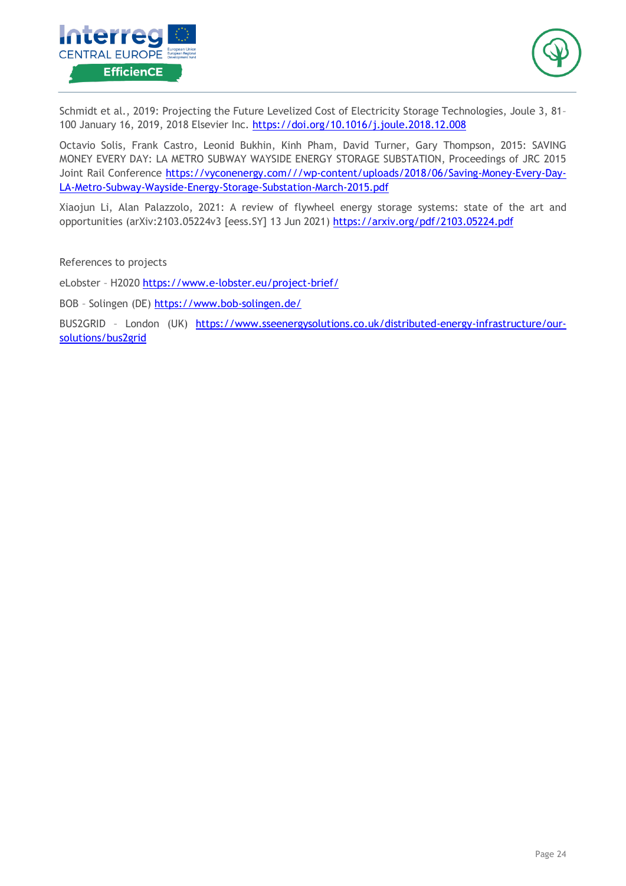Schmidt et al., 2019: Projecting the Future Levelized Cost of Electricity Storage Technologies, Joule 3, 81–100 January 16, 2019, 2018 Elsevier Inc. https://doi.org/10.1016/j.joule.2018.12.008

Octavio Solis, Frank Castro, Leonid Bukhin, Kinh Pham, David Turner, Gary Thompson, 2015: SAVING MONEY EVERY DAY: LA METRO SUBWAY WAYSIDE ENERGY STORAGE SUBSTATION, Proceedings of JRC 2015 Joint Rail Conference https://vyconenergy.com///wp-content/uploads/2018/06/Saving-Money-Every-Day-LA-Metro-Subway-Wayside-Energy-Storage-Substation-March-2015.pdf

Xiaojun Li, Alan Palazzolo, 2021: A review of flywheel energy storage systems: state of the art and opportunities (arXiv:2103.05224v3 [eess.SY] 13 Jun 2021) https://arxiv.org/pdf/2103.05224.pdf

References to projects

eLobster – H2020 https://www.e-lobster.eu/project-brief/

BOB – Solingen (DE) https://www.bob-solingen.de/

BUS2GRID – London (UK) https://www.sseenergysolutions.co.uk/distributed-energy-infrastructure/our-solutions/bus2grid